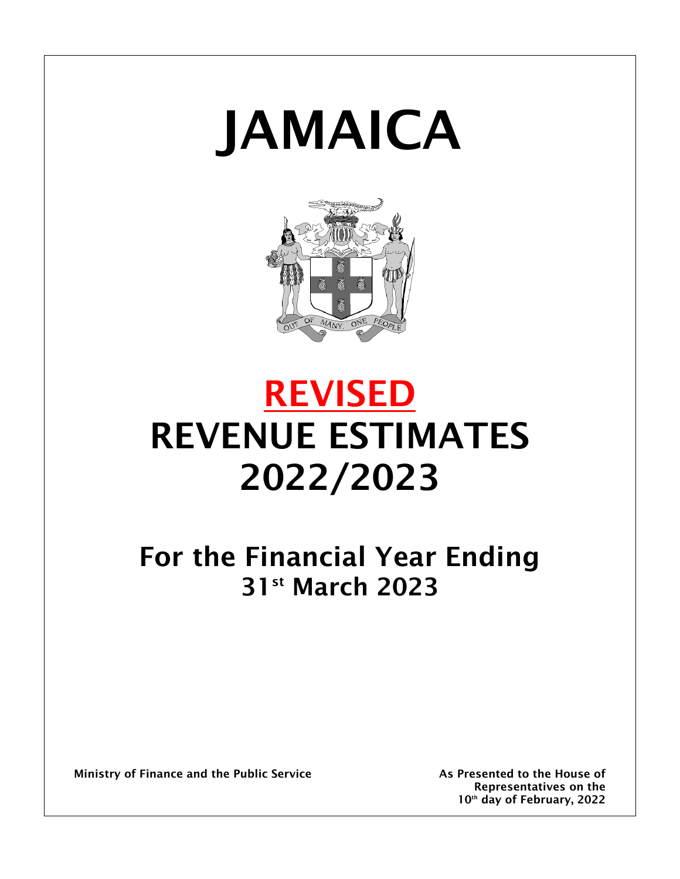# JAMAICA

# REVISED

# REVENUE ESTIMATES 2022/2023

## For the Financial Year Ending 31st March 2023

**Ministry of Finance and the Public Service**

**As Presented to the House of Representatives on the 10th day of February, 2022**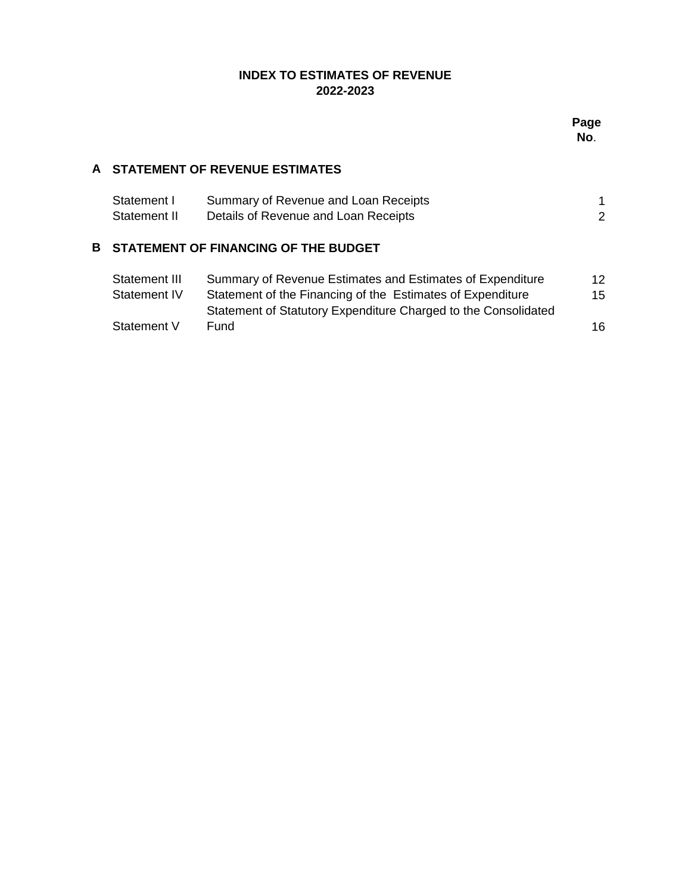# INDEX TO ESTIMATES OF REVENUE
## 2022-2023

| | | | Page No. |
|---|---|---|---|
| **A** | **STATEMENT OF REVENUE ESTIMATES** | | |
| | Statement I | Summary of Revenue and Loan Receipts | 1 |
| | Statement II | Details of Revenue and Loan Receipts | 2 |
| **B** | **STATEMENT OF FINANCING OF THE BUDGET** | | |
| | Statement III | Summary of Revenue Estimates and Estimates of Expenditure | 12 |
| | Statement IV | Statement of the Financing of the Estimates of Expenditure | 15 |
| | Statement V | Statement of Statutory Expenditure Charged to the Consolidated Fund | 16 |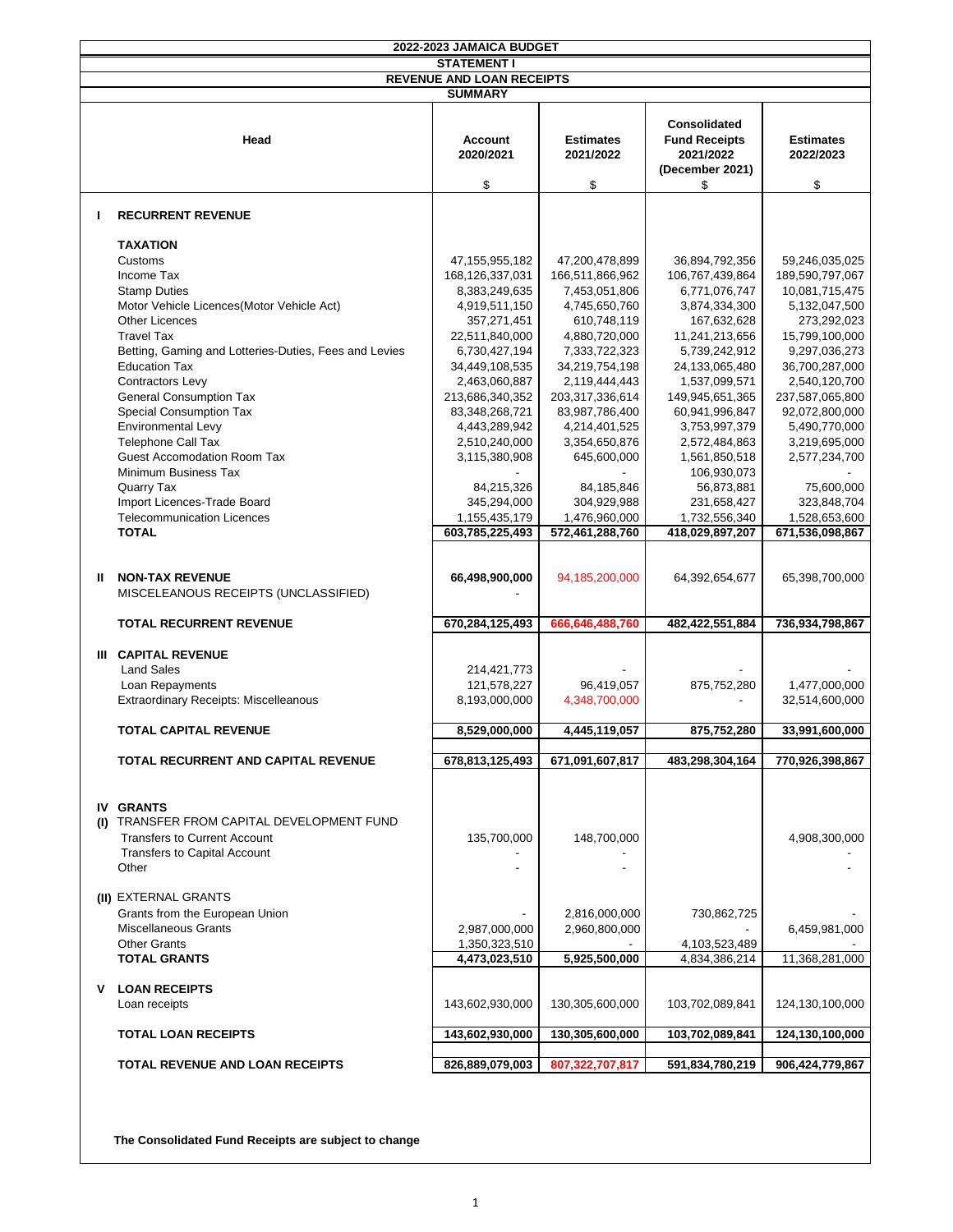# 2022-2023 JAMAICA BUDGET

## STATEMENT I

### REVENUE AND LOAN RECEIPTS

### SUMMARY

| | Head | Account 2020/2021 $ | Estimates 2021/2022 $ | Consolidated Fund Receipts 2021/2022 (December 2021) $ | Estimates 2022/2023 $ |
|---|---|---|---|---|---|
| **I** | **RECURRENT REVENUE** | | | | |
| | **TAXATION** | | | | |
| | Customs | 47,155,955,182 | 47,200,478,899 | 36,894,792,356 | 59,246,035,025 |
| | Income Tax | 168,126,337,031 | 166,511,866,962 | 106,767,439,864 | 189,590,797,067 |
| | Stamp Duties | 8,383,249,635 | 7,453,051,806 | 6,771,076,747 | 10,081,715,475 |
| | Motor Vehicle Licences(Motor Vehicle Act) | 4,919,511,150 | 4,745,650,760 | 3,874,334,300 | 5,132,047,500 |
| | Other Licences | 357,271,451 | 610,748,119 | 167,632,628 | 273,292,023 |
| | Travel Tax | 22,511,840,000 | 4,880,720,000 | 11,241,213,656 | 15,799,100,000 |
| | Betting, Gaming and Lotteries-Duties, Fees and Levies | 6,730,427,194 | 7,333,722,323 | 5,739,242,912 | 9,297,036,273 |
| | Education Tax | 34,449,108,535 | 34,219,754,198 | 24,133,065,480 | 36,700,287,000 |
| | Contractors Levy | 2,463,060,887 | 2,119,444,443 | 1,537,099,571 | 2,540,120,700 |
| | General Consumption Tax | 213,686,340,352 | 203,317,336,614 | 149,945,651,365 | 237,587,065,800 |
| | Special Consumption Tax | 83,348,268,721 | 83,987,786,400 | 60,941,996,847 | 92,072,800,000 |
| | Environmental Levy | 4,443,289,942 | 4,214,401,525 | 3,753,997,379 | 5,490,770,000 |
| | Telephone Call Tax | 2,510,240,000 | 3,354,650,876 | 2,572,484,863 | 3,219,695,000 |
| | Guest Accomodation Room Tax | 3,115,380,908 | 645,600,000 | 1,561,850,518 | 2,577,234,700 |
| | Minimum Business Tax | - | - | 106,930,073 | - |
| | Quarry Tax | 84,215,326 | 84,185,846 | 56,873,881 | 75,600,000 |
| | Import Licences-Trade Board | 345,294,000 | 304,929,988 | 231,658,427 | 323,848,704 |
| | Telecommunication Licences | 1,155,435,179 | 1,476,960,000 | 1,732,556,340 | 1,528,653,600 |
| | **TOTAL** | **603,785,225,493** | **572,461,288,760** | **418,029,897,207** | **671,536,098,867** |
| **II** | **NON-TAX REVENUE** | **66,498,900,000** | 94,185,200,000 | 64,392,654,677 | 65,398,700,000 |
| | MISCELEANOUS RECEIPTS (UNCLASSIFIED) | - | | | |
| | **TOTAL RECURRENT REVENUE** | **670,284,125,493** | **666,646,488,760** | **482,422,551,884** | **736,934,798,867** |
| **III** | **CAPITAL REVENUE** | | | | |
| | Land Sales | 214,421,773 | - | - | - |
| | Loan Repayments | 121,578,227 | 96,419,057 | 875,752,280 | 1,477,000,000 |
| | Extraordinary Receipts: Miscelleanous | 8,193,000,000 | 4,348,700,000 | - | 32,514,600,000 |
| | **TOTAL CAPITAL REVENUE** | **8,529,000,000** | **4,445,119,057** | **875,752,280** | **33,991,600,000** |
| | **TOTAL RECURRENT AND CAPITAL REVENUE** | **678,813,125,493** | **671,091,607,817** | **483,298,304,164** | **770,926,398,867** |
| **IV** | **GRANTS** | | | | |
| **(I)** | TRANSFER FROM CAPITAL DEVELOPMENT FUND | | | | |
| | Transfers to Current Account | 135,700,000 | 148,700,000 | | 4,908,300,000 |
| | Transfers to Capital Account | - | - | | - |
| | Other | - | - | | - |
| **(II)** | EXTERNAL GRANTS | | | | |
| | Grants from the European Union | - | 2,816,000,000 | 730,862,725 | - |
| | Miscellaneous Grants | 2,987,000,000 | 2,960,800,000 | - | 6,459,981,000 |
| | Other Grants | 1,350,323,510 | - | 4,103,523,489 | - |
| | **TOTAL GRANTS** | **4,473,023,510** | **5,925,500,000** | 4,834,386,214 | 11,368,281,000 |
| **V** | **LOAN RECEIPTS** | | | | |
| | Loan receipts | 143,602,930,000 | 130,305,600,000 | 103,702,089,841 | 124,130,100,000 |
| | **TOTAL LOAN RECEIPTS** | **143,602,930,000** | **130,305,600,000** | **103,702,089,841** | **124,130,100,000** |
| | **TOTAL REVENUE AND LOAN RECEIPTS** | **826,889,079,003** | **807,322,707,817** | **591,834,780,219** | **906,424,779,867** |

**The Consolidated Fund Receipts are subject to change**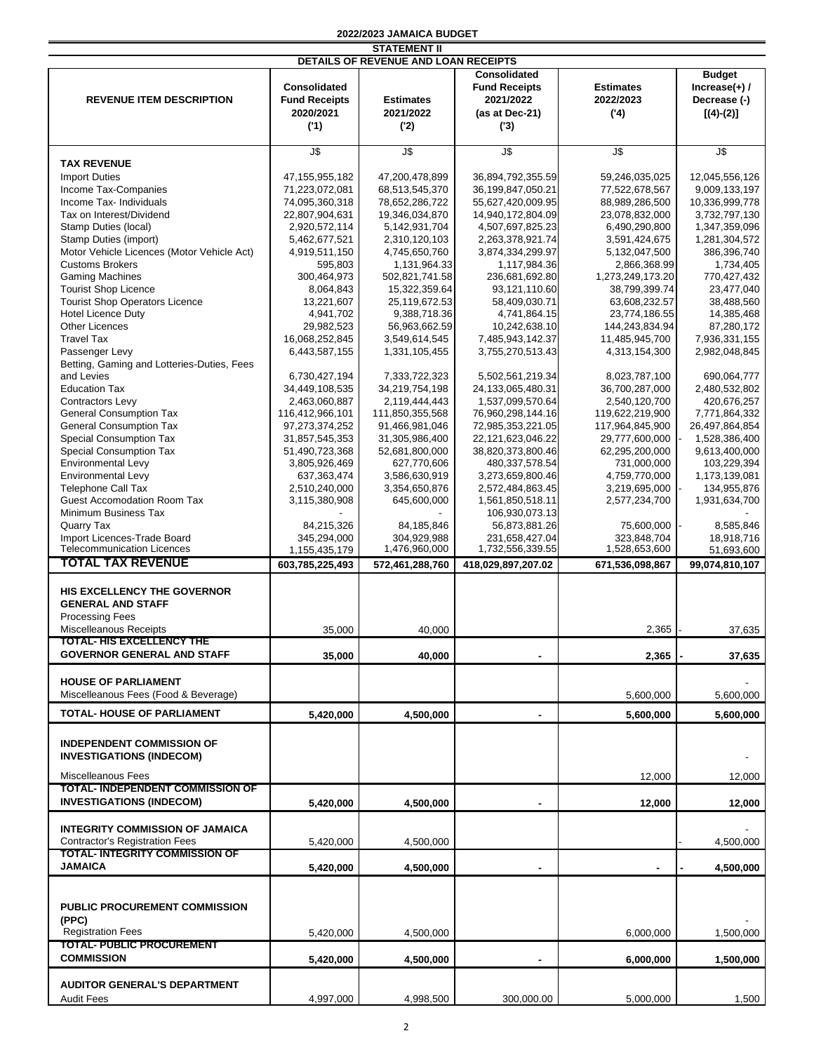# 2022/2023 JAMAICA BUDGET

## STATEMENT II

### DETAILS OF REVENUE AND LOAN RECEIPTS

| REVENUE ITEM DESCRIPTION | Consolidated Fund Receipts 2020/2021 ('1) | Estimates 2021/2022 ('2) | Consolidated Fund Receipts 2021/2022 (as at Dec-21) ('3) | Estimates 2022/2023 ('4) | Budget Increase(+) / Decrease (-) [(4)-(2)] |
|---|---|---|---|---|---|
| | J$ | J$ | J$ | J$ | J$ |
| **TAX REVENUE** | | | | | |
| Import Duties | 47,155,955,182 | 47,200,478,899 | 36,894,792,355.59 | 59,246,035,025 | 12,045,556,126 |
| Income Tax-Companies | 71,223,072,081 | 68,513,545,370 | 36,199,847,050.21 | 77,522,678,567 | 9,009,133,197 |
| Income Tax- Individuals | 74,095,360,318 | 78,652,286,722 | 55,627,420,009.95 | 88,989,286,500 | 10,336,999,778 |
| Tax on Interest/Dividend | 22,807,904,631 | 19,346,034,870 | 14,940,172,804.09 | 23,078,832,000 | 3,732,797,130 |
| Stamp Duties (local) | 2,920,572,114 | 5,142,931,704 | 4,507,697,825.23 | 6,490,290,800 | 1,347,359,096 |
| Stamp Duties (import) | 5,462,677,521 | 2,310,120,103 | 2,263,378,921.74 | 3,591,424,675 | 1,281,304,572 |
| Motor Vehicle Licences (Motor Vehicle Act) | 4,919,511,150 | 4,745,650,760 | 3,874,334,299.97 | 5,132,047,500 | 386,396,740 |
| Customs Brokers | 595,803 | 1,131,964.33 | 1,117,984.36 | 2,866,368.99 | 1,734,405 |
| Gaming Machines | 300,464,973 | 502,821,741.58 | 236,681,692.80 | 1,273,249,173.20 | 770,427,432 |
| Tourist Shop Licence | 8,064,843 | 15,322,359.64 | 93,121,110.60 | 38,799,399.74 | 23,477,040 |
| Tourist Shop Operators Licence | 13,221,607 | 25,119,672.53 | 58,409,030.71 | 63,608,232.57 | 38,488,560 |
| Hotel Licence Duty | 4,941,702 | 9,388,718.36 | 4,741,864.15 | 23,774,186.55 | 14,385,468 |
| Other Licences | 29,982,523 | 56,963,662.59 | 10,242,638.10 | 144,243,834.94 | 87,280,172 |
| Travel Tax | 16,068,252,845 | 3,549,614,545 | 7,485,943,142.37 | 11,485,945,700 | 7,936,331,155 |
| Passenger Levy | 6,443,587,155 | 1,331,105,455 | 3,755,270,513.43 | 4,313,154,300 | 2,982,048,845 |
| Betting, Gaming and Lotteries-Duties, Fees and Levies | 6,730,427,194 | 7,333,722,323 | 5,502,561,219.34 | 8,023,787,100 | 690,064,777 |
| Education Tax | 34,449,108,535 | 34,219,754,198 | 24,133,065,480.31 | 36,700,287,000 | 2,480,532,802 |
| Contractors Levy | 2,463,060,887 | 2,119,444,443 | 1,537,099,570.64 | 2,540,120,700 | 420,676,257 |
| General Consumption Tax | 116,412,966,101 | 111,850,355,568 | 76,960,298,144.16 | 119,622,219,900 | 7,771,864,332 |
| General Consumption Tax | 97,273,374,252 | 91,466,981,046 | 72,985,353,221.05 | 117,964,845,900 | 26,497,864,854 |
| Special Consumption Tax | 31,857,545,353 | 31,305,986,400 | 22,121,623,046.22 | 29,777,600,000 | - 1,528,386,400 |
| Special Consumption Tax | 51,490,723,368 | 52,681,800,000 | 38,820,373,800.46 | 62,295,200,000 | 9,613,400,000 |
| Environmental Levy | 3,805,926,469 | 627,770,606 | 480,337,578.54 | 731,000,000 | 103,229,394 |
| Environmental Levy | 637,363,474 | 3,586,630,919 | 3,273,659,800.46 | 4,759,770,000 | 1,173,139,081 |
| Telephone Call Tax | 2,510,240,000 | 3,354,650,876 | 2,572,484,863.45 | 3,219,695,000 | - 134,955,876 |
| Guest Accomodation Room Tax | 3,115,380,908 | 645,600,000 | 1,561,850,518.11 | 2,577,234,700 | 1,931,634,700 |
| Minimum Business Tax | - | - | 106,930,073.13 | | - |
| Quarry Tax | 84,215,326 | 84,185,846 | 56,873,881.26 | 75,600,000 | - 8,585,846 |
| Import Licences-Trade Board | 345,294,000 | 304,929,988 | 231,658,427.04 | 323,848,704 | 18,918,716 |
| Telecommunication Licences | 1,155,435,179 | 1,476,960,000 | 1,732,556,339.55 | 1,528,653,600 | 51,693,600 |
| **TOTAL TAX REVENUE** | **603,785,225,493** | **572,461,288,760** | **418,029,897,207.02** | **671,536,098,867** | **99,074,810,107** |
| **HIS EXCELLENCY THE GOVERNOR GENERAL AND STAFF** | | | | | |
| Processing Fees | | | | | |
| Miscelleanous Receipts | 35,000 | 40,000 | | 2,365 | - 37,635 |
| **TOTAL- HIS EXCELLENCY THE GOVERNOR GENERAL AND STAFF** | **35,000** | **40,000** | **-** | **2,365** | **- 37,635** |
| **HOUSE OF PARLIAMENT** | | | | | - |
| Miscelleanous Fees (Food & Beverage) | | | | 5,600,000 | 5,600,000 |
| **TOTAL- HOUSE OF PARLIAMENT** | **5,420,000** | **4,500,000** | **-** | **5,600,000** | **5,600,000** |
| **INDEPENDENT COMMISSION OF INVESTIGATIONS (INDECOM)** | | | | | - |
| Miscelleanous Fees | | | | 12,000 | 12,000 |
| **TOTAL- INDEPENDENT COMMISSION OF INVESTIGATIONS (INDECOM)** | **5,420,000** | **4,500,000** | **-** | **12,000** | **12,000** |
| **INTEGRITY COMMISSION OF JAMAICA** | | | | | - |
| Contractor's Registration Fees | 5,420,000 | 4,500,000 | | | - 4,500,000 |
| **TOTAL- INTEGRITY COMMISSION OF JAMAICA** | **5,420,000** | **4,500,000** | **-** | **-** | **- 4,500,000** |
| **PUBLIC PROCUREMENT COMMISSION (PPC)** | | | | | - |
| Registration Fees | 5,420,000 | 4,500,000 | | 6,000,000 | 1,500,000 |
| **TOTAL- PUBLIC PROCUREMENT COMMISSION** | **5,420,000** | **4,500,000** | **-** | **6,000,000** | **1,500,000** |
| **AUDITOR GENERAL'S DEPARTMENT** | | | | | |
| Audit Fees | 4,997,000 | 4,998,500 | 300,000.00 | 5,000,000 | 1,500 |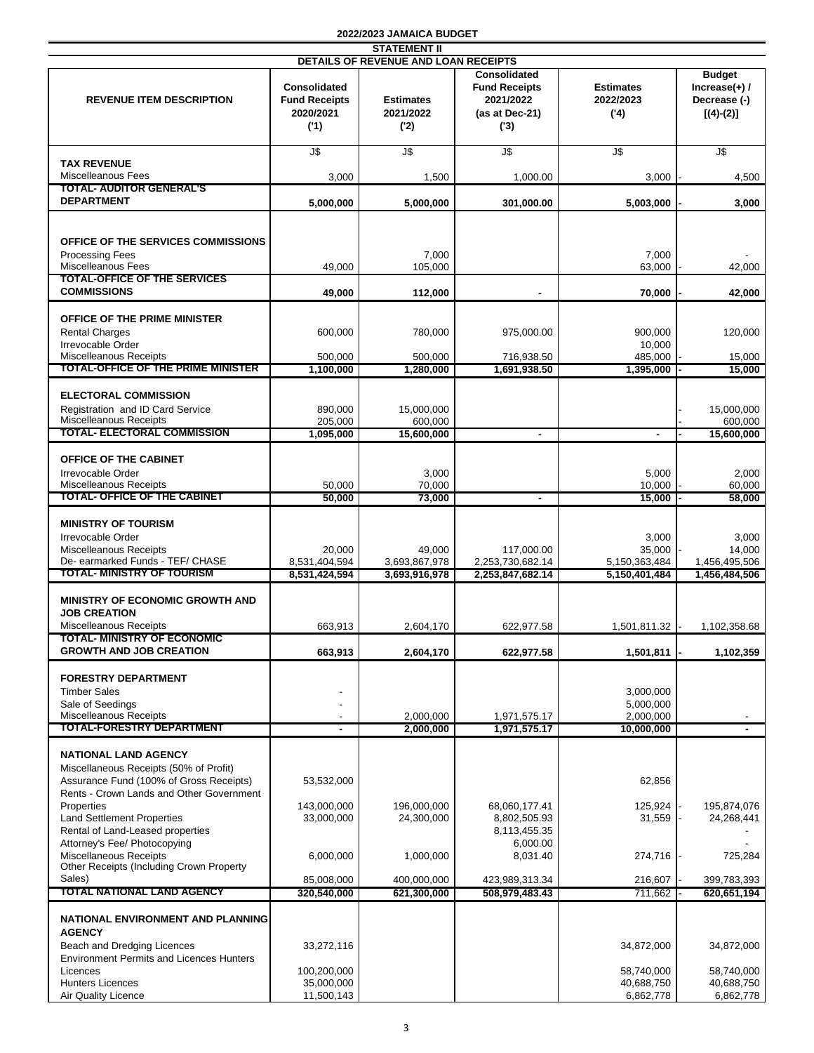**2022/2023 JAMAICA BUDGET**

**STATEMENT II**

**DETAILS OF REVENUE AND LOAN RECEIPTS**

| REVENUE ITEM DESCRIPTION | Consolidated Fund Receipts 2020/2021 ('1) | Estimates 2021/2022 ('2) | Consolidated Fund Receipts 2021/2022 (as at Dec-21) ('3) | Estimates 2022/2023 ('4) | Budget Increase(+) / Decrease (-) [(4)-(2)] |
|---|---|---|---|---|---|
| | J$ | J$ | J$ | J$ | J$ |
| **TAX REVENUE** | | | | | |
| Miscelleanous Fees | 3,000 | 1,500 | 1,000.00 | 3,000 | - 4,500 |
| **TOTAL- AUDITOR GENERAL'S DEPARTMENT** | **5,000,000** | **5,000,000** | **301,000.00** | **5,003,000** | **- 3,000** |
| **OFFICE OF THE SERVICES COMMISSIONS** | | | | | |
| Processing Fees | | 7,000 | | 7,000 | - |
| Miscelleanous Fees | 49,000 | 105,000 | | 63,000 | - 42,000 |
| **TOTAL-OFFICE OF THE SERVICES COMMISSIONS** | **49,000** | **112,000** | **-** | **70,000** | **- 42,000** |
| **OFFICE OF THE PRIME MINISTER** | | | | | |
| Rental Charges | 600,000 | 780,000 | 975,000.00 | 900,000 | 120,000 |
| Irrevocable Order | | | | 10,000 | |
| Miscelleanous Receipts | 500,000 | 500,000 | 716,938.50 | 485,000 | - 15,000 |
| **TOTAL-OFFICE OF THE PRIME MINISTER** | **1,100,000** | **1,280,000** | **1,691,938.50** | **1,395,000** | **- 15,000** |
| **ELECTORAL COMMISSION** | | | | | |
| Registration and ID Card Service | 890,000 | 15,000,000 | | | - 15,000,000 |
| Miscelleanous Receipts | 205,000 | 600,000 | | | - 600,000 |
| **TOTAL- ELECTORAL COMMISSION** | **1,095,000** | **15,600,000** | **-** | **-** | **- 15,600,000** |
| **OFFICE OF THE CABINET** | | | | | |
| Irrevocable Order | | 3,000 | | 5,000 | 2,000 |
| Miscelleanous Receipts | 50,000 | 70,000 | | 10,000 | - 60,000 |
| **TOTAL- OFFICE OF THE CABINET** | **50,000** | **73,000** | **-** | **15,000** | **- 58,000** |
| **MINISTRY OF TOURISM** | | | | | |
| Irrevocable Order | | | | 3,000 | 3,000 |
| Miscelleanous Receipts | 20,000 | 49,000 | 117,000.00 | 35,000 | - 14,000 |
| De- earmarked Funds - TEF/ CHASE | 8,531,404,594 | 3,693,867,978 | 2,253,730,682.14 | 5,150,363,484 | 1,456,495,506 |
| **TOTAL- MINISTRY OF TOURISM** | **8,531,424,594** | **3,693,916,978** | **2,253,847,682.14** | **5,150,401,484** | **1,456,484,506** |
| **MINISTRY OF ECONOMIC GROWTH AND JOB CREATION** | | | | | |
| Miscelleanous Receipts | 663,913 | 2,604,170 | 622,977.58 | 1,501,811.32 | - 1,102,358.68 |
| **TOTAL- MINISTRY OF ECONOMIC GROWTH AND JOB CREATION** | **663,913** | **2,604,170** | **622,977.58** | **1,501,811** | **- 1,102,359** |
| **FORESTRY DEPARTMENT** | | | | | |
| Timber Sales | - | | | 3,000,000 | |
| Sale of Seedings | - | | | 5,000,000 | |
| Miscelleanous Receipts | - | 2,000,000 | 1,971,575.17 | 2,000,000 | - |
| **TOTAL-FORESTRY DEPARTMENT** | **-** | **2,000,000** | **1,971,575.17** | **10,000,000** | **-** |
| **NATIONAL LAND AGENCY** | | | | | |
| Miscelleanous Receipts (50% of Profit) | | | | | |
| Assurance Fund (100% of Gross Receipts) | 53,532,000 | | | 62,856 | |
| Rents - Crown Lands and Other Government Properties | 143,000,000 | 196,000,000 | 68,060,177.41 | 125,924 | - 195,874,076 |
| Land Settlement Properties | 33,000,000 | 24,300,000 | 8,802,505.93 | 31,559 | - 24,268,441 |
| Rental of Land-Leased properties | | | 8,113,455.35 | | - |
| Attorney's Fee/ Photocopying | | | 6,000.00 | | - |
| Miscelleanous Receipts | 6,000,000 | 1,000,000 | 8,031.40 | 274,716 | - 725,284 |
| Other Receipts (Including Crown Property Sales) | 85,008,000 | 400,000,000 | 423,989,313.34 | 216,607 | - 399,783,393 |
| **TOTAL NATIONAL LAND AGENCY** | **320,540,000** | **621,300,000** | **508,979,483.43** | **711,662** | **- 620,651,194** |
| **NATIONAL ENVIRONMENT AND PLANNING AGENCY** | | | | | |
| Beach and Dredging Licences | 33,272,116 | | | 34,872,000 | 34,872,000 |
| Environment Permits and Licences Hunters Licences | 100,200,000 | | | 58,740,000 | 58,740,000 |
| Hunters Licences | 35,000,000 | | | 40,688,750 | 40,688,750 |
| Air Quality Licence | 11,500,143 | | | 6,862,778 | 6,862,778 |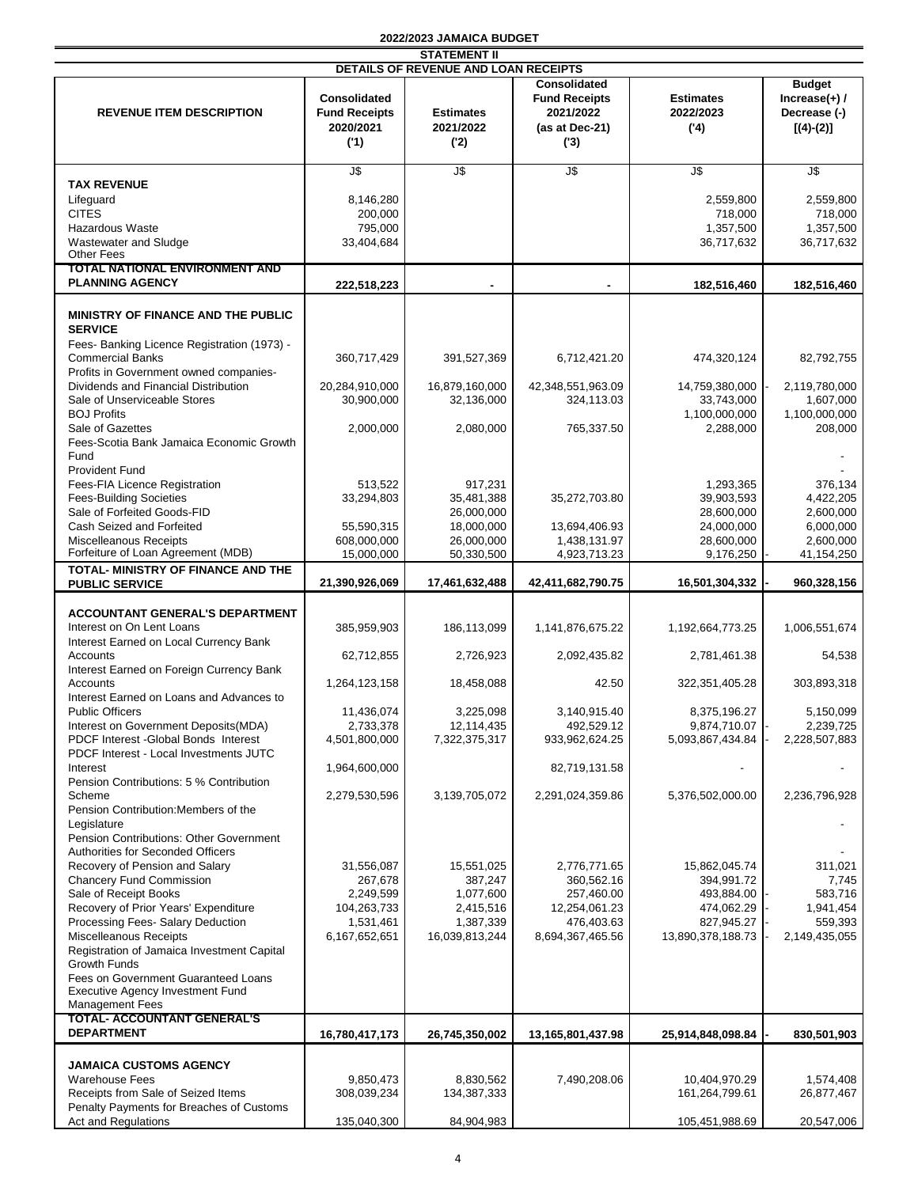**2022/2023 JAMAICA BUDGET**

**STATEMENT II**

**DETAILS OF REVENUE AND LOAN RECEIPTS**

| REVENUE ITEM DESCRIPTION | Consolidated Fund Receipts 2020/2021 ('1) | Estimates 2021/2022 ('2) | Consolidated Fund Receipts 2021/2022 (as at Dec-21) ('3) | Estimates 2022/2023 ('4) | Budget Increase(+) / Decrease (-) [(4)-(2)] |
|---|---|---|---|---|---|
| | J$ | J$ | J$ | J$ | J$ |
| **TAX REVENUE** | | | | | |
| Lifeguard | 8,146,280 | | | 2,559,800 | 2,559,800 |
| CITES | 200,000 | | | 718,000 | 718,000 |
| Hazardous Waste | 795,000 | | | 1,357,500 | 1,357,500 |
| Wastewater and Sludge | 33,404,684 | | | 36,717,632 | 36,717,632 |
| Other Fees | | | | | |
| **TOTAL NATIONAL ENVIRONMENT AND PLANNING AGENCY** | **222,518,223** | **-** | **-** | **182,516,460** | **182,516,460** |
| | | | | | |
| **MINISTRY OF FINANCE AND THE PUBLIC SERVICE** | | | | | |
| Fees- Banking Licence Registration (1973) - Commercial Banks | 360,717,429 | 391,527,369 | 6,712,421.20 | 474,320,124 | 82,792,755 |
| Profits in Government owned companies- Dividends and Financial Distribution | 20,284,910,000 | 16,879,160,000 | 42,348,551,963.09 | 14,759,380,000 | - 2,119,780,000 |
| Sale of Unserviceable Stores | 30,900,000 | 32,136,000 | 324,113.03 | 33,743,000 | 1,607,000 |
| BOJ Profits | | | | 1,100,000,000 | 1,100,000,000 |
| Sale of Gazettes | 2,000,000 | 2,080,000 | 765,337.50 | 2,288,000 | 208,000 |
| Fees-Scotia Bank Jamaica Economic Growth Fund | | | | | - |
| Provident Fund | | | | | - |
| Fees-FIA Licence Registration | 513,522 | 917,231 | | 1,293,365 | 376,134 |
| Fees-Building Societies | 33,294,803 | 35,481,388 | 35,272,703.80 | 39,903,593 | 4,422,205 |
| Sale of Forfeited Goods-FID | | 26,000,000 | | 28,600,000 | 2,600,000 |
| Cash Seized and Forfeited | 55,590,315 | 18,000,000 | 13,694,406.93 | 24,000,000 | 6,000,000 |
| Miscelleanous Receipts | 608,000,000 | 26,000,000 | 1,438,131.97 | 28,600,000 | 2,600,000 |
| Forfeiture of Loan Agreement (MDB) | 15,000,000 | 50,330,500 | 4,923,713.23 | 9,176,250 | - 41,154,250 |
| **TOTAL- MINISTRY OF FINANCE AND THE PUBLIC SERVICE** | **21,390,926,069** | **17,461,632,488** | **42,411,682,790.75** | **16,501,304,332** | **- 960,328,156** |
| | | | | | |
| **ACCOUNTANT GENERAL'S DEPARTMENT** | | | | | |
| Interest on On Lent Loans | 385,959,903 | 186,113,099 | 1,141,876,675.22 | 1,192,664,773.25 | 1,006,551,674 |
| Interest Earned on Local Currency Bank Accounts | 62,712,855 | 2,726,923 | 2,092,435.82 | 2,781,461.38 | 54,538 |
| Interest Earned on Foreign Currency Bank Accounts | 1,264,123,158 | 18,458,088 | 42.50 | 322,351,405.28 | 303,893,318 |
| Interest Earned on Loans and Advances to Public Officers | 11,436,074 | 3,225,098 | 3,140,915.40 | 8,375,196.27 | 5,150,099 |
| Interest on Government Deposits(MDA) | 2,733,378 | 12,114,435 | 492,529.12 | 9,874,710.07 | - 2,239,725 |
| PDCF Interest -Global Bonds Interest | 4,501,800,000 | 7,322,375,317 | 933,962,624.25 | 5,093,867,434.84 | - 2,228,507,883 |
| PDCF Interest - Local Investments JUTC Interest | 1,964,600,000 | | 82,719,131.58 | - | - |
| Pension Contributions: 5 % Contribution Scheme | 2,279,530,596 | 3,139,705,072 | 2,291,024,359.86 | 5,376,502,000.00 | 2,236,796,928 |
| Pension Contribution:Members of the Legislature | | | | | - |
| Pension Contributions: Other Government Authorities for Seconded Officers | | | | | - |
| Recovery of Pension and Salary | 31,556,087 | 15,551,025 | 2,776,771.65 | 15,862,045.74 | 311,021 |
| Chancery Fund Commission | 267,678 | 387,247 | 360,562.16 | 394,991.72 | 7,745 |
| Sale of Receipt Books | 2,249,599 | 1,077,600 | 257,460.00 | 493,884.00 | - 583,716 |
| Recovery of Prior Years' Expenditure | 104,263,733 | 2,415,516 | 12,254,061.23 | 474,062.29 | - 1,941,454 |
| Processing Fees- Salary Deduction | 1,531,461 | 1,387,339 | 476,403.63 | 827,945.27 | - 559,393 |
| Miscelleanous Receipts | 6,167,652,651 | 16,039,813,244 | 8,694,367,465.56 | 13,890,378,188.73 | - 2,149,435,055 |
| Registration of Jamaica Investment Capital Growth Funds | | | | | |
| Fees on Government Guaranteed Loans | | | | | |
| Executive Agency Investment Fund Management Fees | | | | | |
| **TOTAL- ACCOUNTANT GENERAL'S DEPARTMENT** | **16,780,417,173** | **26,745,350,002** | **13,165,801,437.98** | **25,914,848,098.84** | **- 830,501,903** |
| | | | | | |
| **JAMAICA CUSTOMS AGENCY** | | | | | |
| Warehouse Fees | 9,850,473 | 8,830,562 | 7,490,208.06 | 10,404,970.29 | 1,574,408 |
| Receipts from Sale of Seized Items | 308,039,234 | 134,387,333 | | 161,264,799.61 | 26,877,467 |
| Penalty Payments for Breaches of Customs Act and Regulations | 135,040,300 | 84,904,983 | | 105,451,988.69 | 20,547,006 |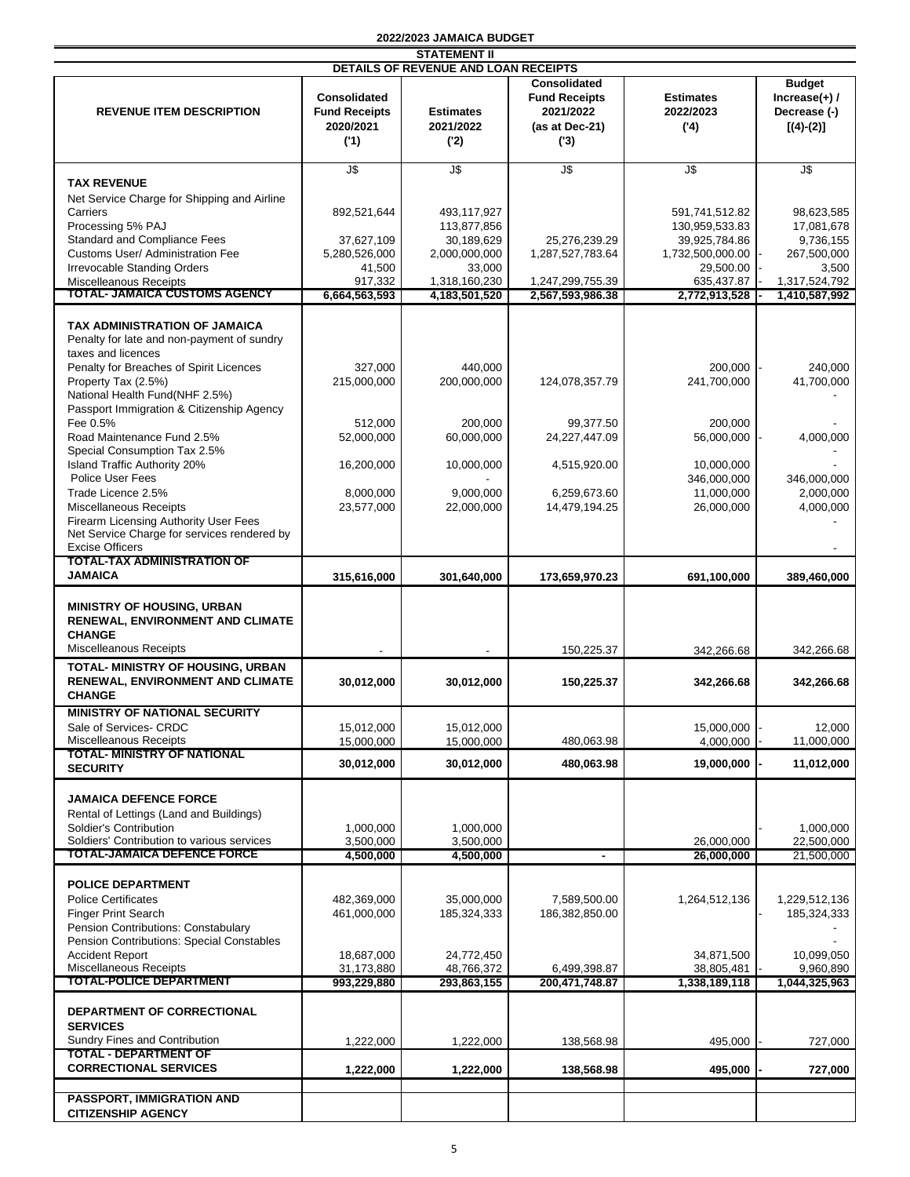**2022/2023 JAMAICA BUDGET**

**STATEMENT II**

**DETAILS OF REVENUE AND LOAN RECEIPTS**

| REVENUE ITEM DESCRIPTION | Consolidated Fund Receipts 2020/2021 ('1) | Estimates 2021/2022 ('2) | Consolidated Fund Receipts 2021/2022 (as at Dec-21) ('3) | Estimates 2022/2023 ('4) | Budget Increase(+) / Decrease (-) [(4)-(2)] |
|---|---|---|---|---|---|
| | J$ | J$ | J$ | J$ | J$ |
| **TAX REVENUE** | | | | | |
| Net Service Charge for Shipping and Airline Carriers | 892,521,644 | 493,117,927 | | 591,741,512.82 | 98,623,585 |
| Processing 5% PAJ | | 113,877,856 | | 130,959,533.83 | 17,081,678 |
| Standard and Compliance Fees | 37,627,109 | 30,189,629 | 25,276,239.29 | 39,925,784.86 | 9,736,155 |
| Customs User/ Administration Fee | 5,280,526,000 | 2,000,000,000 | 1,287,527,783.64 | 1,732,500,000.00 | - 267,500,000 |
| Irrevocable Standing Orders | 41,500 | 33,000 | | 29,500.00 | - 3,500 |
| Miscelleanous Receipts | 917,332 | 1,318,160,230 | 1,247,299,755.39 | 635,437.87 | - 1,317,524,792 |
| **TOTAL- JAMAICA CUSTOMS AGENCY** | **6,664,563,593** | **4,183,501,520** | **2,567,593,986.38** | **2,772,913,528** | **- 1,410,587,992** |
| **TAX ADMINISTRATION OF JAMAICA** | | | | | |
| Penalty for late and non-payment of sundry taxes and licences | | | | | |
| Penalty for Breaches of Spirit Licences | 327,000 | 440,000 | | 200,000 | - 240,000 |
| Property Tax (2.5%) | 215,000,000 | 200,000,000 | 124,078,357.79 | 241,700,000 | 41,700,000 |
| National Health Fund(NHF 2.5%) | | | | | - |
| Passport Immigration & Citizenship Agency Fee 0.5% | 512,000 | 200,000 | 99,377.50 | 200,000 | - |
| Road Maintenance Fund 2.5% | 52,000,000 | 60,000,000 | 24,227,447.09 | 56,000,000 | - 4,000,000 |
| Special Consumption Tax 2.5% | | | | | - |
| Island Traffic Authority 20% | 16,200,000 | 10,000,000 | 4,515,920.00 | 10,000,000 | - |
| Police User Fees | | - | | 346,000,000 | 346,000,000 |
| Trade Licence 2.5% | 8,000,000 | 9,000,000 | 6,259,673.60 | 11,000,000 | 2,000,000 |
| Miscellaneous Receipts | 23,577,000 | 22,000,000 | 14,479,194.25 | 26,000,000 | 4,000,000 |
| Firearm Licensing Authority User Fees | | | | | - |
| Net Service Charge for services rendered by Excise Officers | | | | | - |
| **TOTAL-TAX ADMINISTRATION OF JAMAICA** | **315,616,000** | **301,640,000** | **173,659,970.23** | **691,100,000** | **389,460,000** |
| **MINISTRY OF HOUSING, URBAN RENEWAL, ENVIRONMENT AND CLIMATE CHANGE** | | | | | |
| Miscelleanous Receipts | - | - | 150,225.37 | 342,266.68 | 342,266.68 |
| **TOTAL- MINISTRY OF HOUSING, URBAN RENEWAL, ENVIRONMENT AND CLIMATE CHANGE** | **30,012,000** | **30,012,000** | **150,225.37** | **342,266.68** | **342,266.68** |
| **MINISTRY OF NATIONAL SECURITY** | | | | | |
| Sale of Services- CRDC | 15,012,000 | 15,012,000 | | 15,000,000 | - 12,000 |
| Miscellaneous Receipts | 15,000,000 | 15,000,000 | 480,063.98 | 4,000,000 | - 11,000,000 |
| **TOTAL- MINISTRY OF NATIONAL SECURITY** | **30,012,000** | **30,012,000** | **480,063.98** | **19,000,000** | **- 11,012,000** |
| **JAMAICA DEFENCE FORCE** | | | | | |
| Rental of Lettings (Land and Buildings) | | | | | |
| Soldier's Contribution | 1,000,000 | 1,000,000 | | | - 1,000,000 |
| Soldiers' Contribution to various services | 3,500,000 | 3,500,000 | | 26,000,000 | 22,500,000 |
| **TOTAL-JAMAICA DEFENCE FORCE** | **4,500,000** | **4,500,000** | **-** | **26,000,000** | 21,500,000 |
| **POLICE DEPARTMENT** | | | | | |
| Police Certificates | 482,369,000 | 35,000,000 | 7,589,500.00 | 1,264,512,136 | 1,229,512,136 |
| Finger Print Search | 461,000,000 | 185,324,333 | 186,382,850.00 | | - 185,324,333 |
| Pension Contributions: Constabulary | | | | | - |
| Pension Contributions: Special Constables | | | | | - |
| Accident Report | 18,687,000 | 24,772,450 | | 34,871,500 | 10,099,050 |
| Miscellaneous Receipts | 31,173,880 | 48,766,372 | 6,499,398.87 | 38,805,481 | - 9,960,890 |
| **TOTAL-POLICE DEPARTMENT** | **993,229,880** | **293,863,155** | **200,471,748.87** | **1,338,189,118** | **1,044,325,963** |
| **DEPARTMENT OF CORRECTIONAL SERVICES** | | | | | |
| Sundry Fines and Contribution | 1,222,000 | 1,222,000 | 138,568.98 | 495,000 | - 727,000 |
| **TOTAL - DEPARTMENT OF CORRECTIONAL SERVICES** | **1,222,000** | **1,222,000** | **138,568.98** | **495,000** | **- 727,000** |
| **PASSPORT, IMMIGRATION AND CITIZENSHIP AGENCY** | | | | | |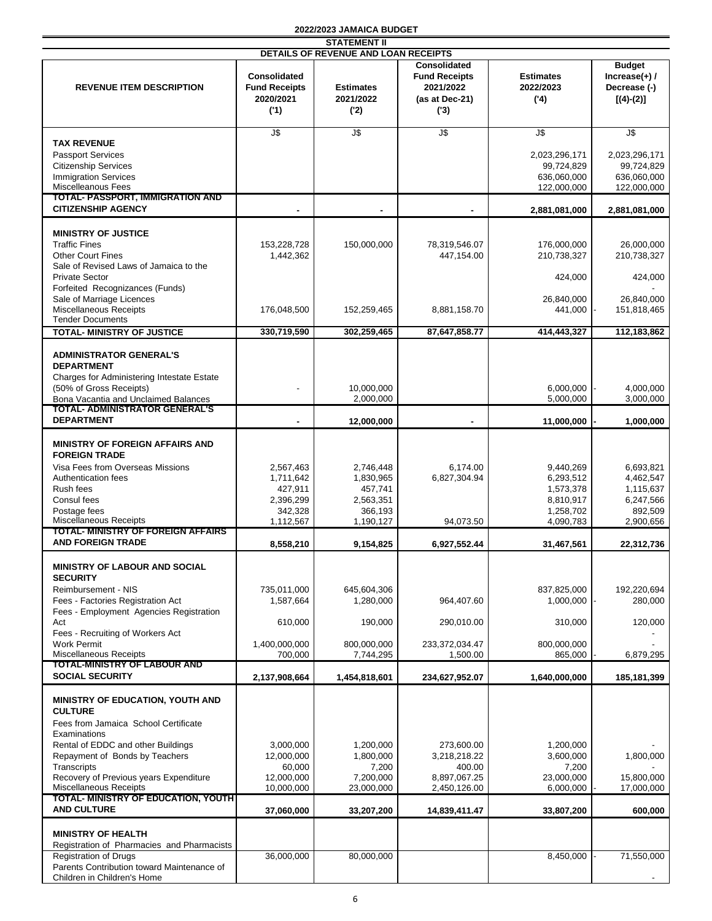# 2022/2023 JAMAICA BUDGET

## STATEMENT II

### DETAILS OF REVENUE AND LOAN RECEIPTS

| REVENUE ITEM DESCRIPTION | Consolidated Fund Receipts 2020/2021 ('1) | Estimates 2021/2022 ('2) | Consolidated Fund Receipts 2021/2022 (as at Dec-21) ('3) | Estimates 2022/2023 ('4) | Budget Increase(+) / Decrease (-) [(4)-(2)] |
|---|---|---|---|---|---|
| | J$ | J$ | J$ | J$ | J$ |
| **TAX REVENUE** | | | | | |
| Passport Services | | | | 2,023,296,171 | 2,023,296,171 |
| Citizenship Services | | | | 99,724,829 | 99,724,829 |
| Immigration Services | | | | 636,060,000 | 636,060,000 |
| Miscelleanous Fees | | | | 122,000,000 | 122,000,000 |
| **TOTAL- PASSPORT, IMMIGRATION AND CITIZENSHIP AGENCY** | **-** | **-** | **-** | **2,881,081,000** | **2,881,081,000** |
| **MINISTRY OF JUSTICE** | | | | | |
| Traffic Fines | 153,228,728 | 150,000,000 | 78,319,546.07 | 176,000,000 | 26,000,000 |
| Other Court Fines | 1,442,362 | | 447,154.00 | 210,738,327 | 210,738,327 |
| Sale of Revised Laws of Jamaica to the Private Sector | | | | 424,000 | 424,000 |
| Forfeited Recognizances (Funds) | | | | | - |
| Sale of Marriage Licences | | | | 26,840,000 | 26,840,000 |
| Miscellaneous Receipts | 176,048,500 | 152,259,465 | 8,881,158.70 | 441,000 | - 151,818,465 |
| Tender Documents | | | | | |
| **TOTAL- MINISTRY OF JUSTICE** | **330,719,590** | **302,259,465** | **87,647,858.77** | **414,443,327** | **112,183,862** |
| **ADMINISTRATOR GENERAL'S DEPARTMENT** | | | | | |
| Charges for Administering Intestate Estate (50% of Gross Receipts) | - | 10,000,000 | | 6,000,000 | - 4,000,000 |
| Bona Vacantia and Unclaimed Balances | | 2,000,000 | | 5,000,000 | 3,000,000 |
| **TOTAL- ADMINISTRATOR GENERAL'S DEPARTMENT** | **-** | **12,000,000** | **-** | **11,000,000** | **- 1,000,000** |
| **MINISTRY OF FOREIGN AFFAIRS AND FOREIGN TRADE** | | | | | |
| Visa Fees from Overseas Missions | 2,567,463 | 2,746,448 | 6,174.00 | 9,440,269 | 6,693,821 |
| Authentication fees | 1,711,642 | 1,830,965 | 6,827,304.94 | 6,293,512 | 4,462,547 |
| Rush fees | 427,911 | 457,741 | | 1,573,378 | 1,115,637 |
| Consul fees | 2,396,299 | 2,563,351 | | 8,810,917 | 6,247,566 |
| Postage fees | 342,328 | 366,193 | | 1,258,702 | 892,509 |
| Miscellaneous Receipts | 1,112,567 | 1,190,127 | 94,073.50 | 4,090,783 | 2,900,656 |
| **TOTAL- MINISTRY OF FOREIGN AFFAIRS AND FOREIGN TRADE** | **8,558,210** | **9,154,825** | **6,927,552.44** | **31,467,561** | **22,312,736** |
| **MINISTRY OF LABOUR AND SOCIAL SECURITY** | | | | | |
| Reimbursement - NIS | 735,011,000 | 645,604,306 | | 837,825,000 | 192,220,694 |
| Fees - Factories Registration Act | 1,587,664 | 1,280,000 | 964,407.60 | 1,000,000 | - 280,000 |
| Fees - Employment Agencies Registration Act | 610,000 | 190,000 | 290,010.00 | 310,000 | 120,000 |
| Fees - Recruiting of Workers Act | | | | | - |
| Work Permit | 1,400,000,000 | 800,000,000 | 233,372,034.47 | 800,000,000 | - |
| Miscellaneous Receipts | 700,000 | 7,744,295 | 1,500.00 | 865,000 | - 6,879,295 |
| **TOTAL-MINISTRY OF LABOUR AND SOCIAL SECURITY** | **2,137,908,664** | **1,454,818,601** | **234,627,952.07** | **1,640,000,000** | **185,181,399** |
| **MINISTRY OF EDUCATION, YOUTH AND CULTURE** | | | | | |
| Fees from Jamaica School Certificate Examinations | | | | | |
| Rental of EDDC and other Buildings | 3,000,000 | 1,200,000 | 273,600.00 | 1,200,000 | - |
| Repayment of Bonds by Teachers | 12,000,000 | 1,800,000 | 3,218,218.22 | 3,600,000 | 1,800,000 |
| Transcripts | 60,000 | 7,200 | 400.00 | 7,200 | - |
| Recovery of Previous years Expenditure | 12,000,000 | 7,200,000 | 8,897,067.25 | 23,000,000 | 15,800,000 |
| Miscellaneous Receipts | 10,000,000 | 23,000,000 | 2,450,126.00 | 6,000,000 | - 17,000,000 |
| **TOTAL- MINISTRY OF EDUCATION, YOUTH AND CULTURE** | **37,060,000** | **33,207,200** | **14,839,411.47** | **33,807,200** | **600,000** |
| **MINISTRY OF HEALTH** | | | | | |
| Registration of Pharmacies and Pharmacists | | | | | |
| Registration of Drugs | 36,000,000 | 80,000,000 | | 8,450,000 | - 71,550,000 |
| Parents Contribution toward Maintenance of Children in Children's Home | | | | | - |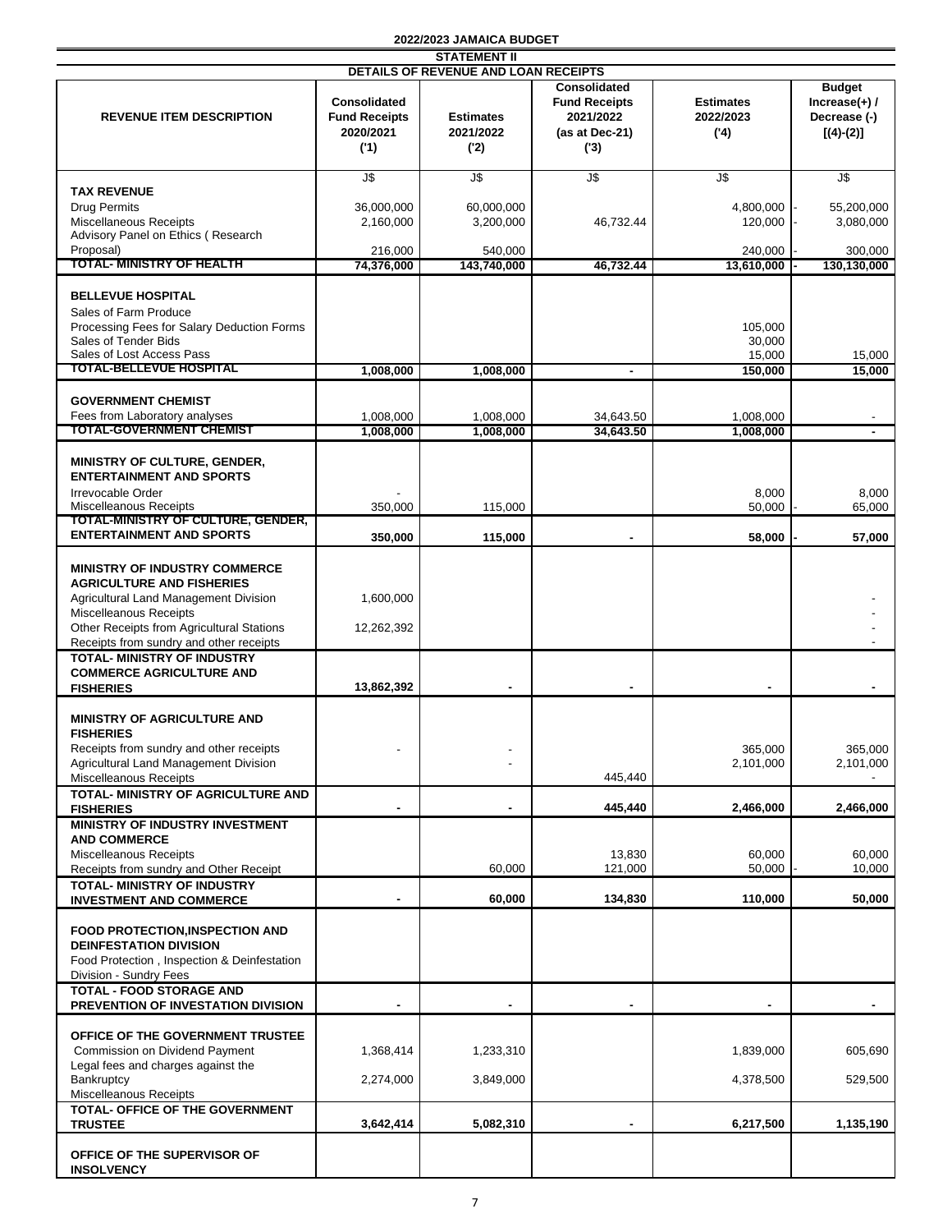**2022/2023 JAMAICA BUDGET**

**STATEMENT II**

**DETAILS OF REVENUE AND LOAN RECEIPTS**

| REVENUE ITEM DESCRIPTION | Consolidated Fund Receipts 2020/2021 ('1) | Estimates 2021/2022 ('2) | Consolidated Fund Receipts 2021/2022 (as at Dec-21) ('3) | Estimates 2022/2023 ('4) | Budget Increase(+) / Decrease (-) [(4)-(2)] |
|---|---|---|---|---|---|
| | J$ | J$ | J$ | J$ | J$ |
| **TAX REVENUE** | | | | | |
| Drug Permits | 36,000,000 | 60,000,000 | | 4,800,000 | - 55,200,000 |
| Miscellaneous Receipts | 2,160,000 | 3,200,000 | 46,732.44 | 120,000 | - 3,080,000 |
| Advisory Panel on Ethics ( Research Proposal) | 216,000 | 540,000 | | 240,000 | - 300,000 |
| **TOTAL- MINISTRY OF HEALTH** | **74,376,000** | **143,740,000** | **46,732.44** | **13,610,000** | **- 130,130,000** |
| **BELLEVUE HOSPITAL** | | | | | |
| Sales of Farm Produce | | | | | |
| Processing Fees for Salary Deduction Forms | | | | 105,000 | |
| Sales of Tender Bids | | | | 30,000 | |
| Sales of Lost Access Pass | | | | 15,000 | 15,000 |
| **TOTAL-BELLEVUE HOSPITAL** | **1,008,000** | **1,008,000** | **-** | **150,000** | **15,000** |
| **GOVERNMENT CHEMIST** | | | | | |
| Fees from Laboratory analyses | 1,008,000 | 1,008,000 | 34,643.50 | 1,008,000 | - |
| **TOTAL-GOVERNMENT CHEMIST** | **1,008,000** | **1,008,000** | **34,643.50** | **1,008,000** | **-** |
| **MINISTRY OF CULTURE, GENDER, ENTERTAINMENT AND SPORTS** | | | | | |
| Irrevocable Order | - | | | 8,000 | 8,000 |
| Miscelleaneous Receipts | 350,000 | 115,000 | | 50,000 | - 65,000 |
| **TOTAL-MINISTRY OF CULTURE, GENDER, ENTERTAINMENT AND SPORTS** | **350,000** | **115,000** | **-** | **58,000** | **- 57,000** |
| **MINISTRY OF INDUSTRY COMMERCE AGRICULTURE AND FISHERIES** | | | | | |
| Agricultural Land Management Division | 1,600,000 | | | | - |
| Miscelleaneous Receipts | | | | | - |
| Other Receipts from Agricultural Stations | 12,262,392 | | | | - |
| Receipts from sundry and other receipts | | | | | - |
| **TOTAL- MINISTRY OF INDUSTRY COMMERCE AGRICULTURE AND FISHERIES** | **13,862,392** | **-** | **-** | **-** | **-** |
| **MINISTRY OF AGRICULTURE AND FISHERIES** | | | | | |
| Receipts from sundry and other receipts | - | - | | 365,000 | 365,000 |
| Agricultural Land Management Division | | - | | 2,101,000 | 2,101,000 |
| Miscelleaneous Receipts | | | 445,440 | | - |
| **TOTAL- MINISTRY OF AGRICULTURE AND FISHERIES** | **-** | **-** | **445,440** | **2,466,000** | **2,466,000** |
| **MINISTRY OF INDUSTRY INVESTMENT AND COMMERCE** | | | | | |
| Miscelleaneous Receipts | | | 13,830 | 60,000 | 60,000 |
| Receipts from sundry and Other Receipt | | 60,000 | 121,000 | 50,000 | - 10,000 |
| **TOTAL- MINISTRY OF INDUSTRY INVESTMENT AND COMMERCE** | **-** | **60,000** | **134,830** | **110,000** | **50,000** |
| **FOOD PROTECTION,INSPECTION AND DEINFESTATION DIVISION** | | | | | |
| Food Protection , Inspection & Deinfestation Division - Sundry Fees | | | | | |
| **TOTAL - FOOD STORAGE AND PREVENTION OF INVESTATION DIVISION** | **-** | **-** | **-** | **-** | **-** |
| **OFFICE OF THE GOVERNMENT TRUSTEE** | | | | | |
| Commission on Dividend Payment | 1,368,414 | 1,233,310 | | 1,839,000 | 605,690 |
| Legal fees and charges against the Bankruptcy | 2,274,000 | 3,849,000 | | 4,378,500 | 529,500 |
| Miscelleaneous Receipts | | | | | |
| **TOTAL- OFFICE OF THE GOVERNMENT TRUSTEE** | **3,642,414** | **5,082,310** | **-** | **6,217,500** | **1,135,190** |
| **OFFICE OF THE SUPERVISOR OF INSOLVENCY** | | | | | |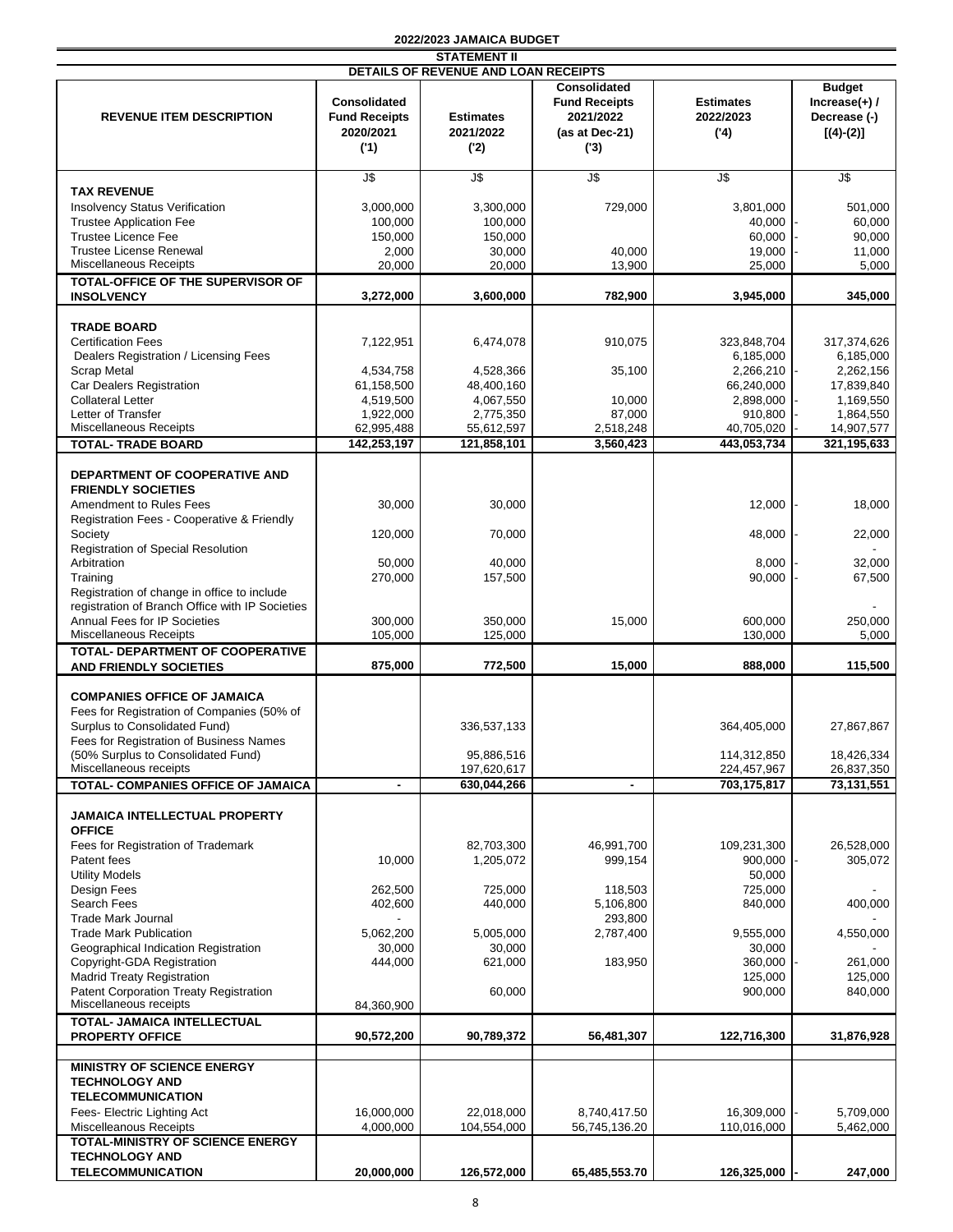**2022/2023 JAMAICA BUDGET**

**STATEMENT II**

**DETAILS OF REVENUE AND LOAN RECEIPTS**

| REVENUE ITEM DESCRIPTION | Consolidated Fund Receipts 2020/2021 ('1) | Estimates 2021/2022 ('2) | Consolidated Fund Receipts 2021/2022 (as at Dec-21) ('3) | Estimates 2022/2023 ('4) | Budget Increase(+) / Decrease (-) [(4)-(2)] |
|---|---|---|---|---|---|
| | J$ | J$ | J$ | J$ | J$ |
| **TAX REVENUE** | | | | | |
| Insolvency Status Verification | 3,000,000 | 3,300,000 | 729,000 | 3,801,000 | 501,000 |
| Trustee Application Fee | 100,000 | 100,000 | | 40,000 | - 60,000 |
| Trustee Licence Fee | 150,000 | 150,000 | | 60,000 | - 90,000 |
| Trustee License Renewal | 2,000 | 30,000 | 40,000 | 19,000 | - 11,000 |
| Miscellaneous Receipts | 20,000 | 20,000 | 13,900 | 25,000 | 5,000 |
| **TOTAL-OFFICE OF THE SUPERVISOR OF INSOLVENCY** | **3,272,000** | **3,600,000** | **782,900** | **3,945,000** | **345,000** |
| **TRADE BOARD** | | | | | |
| Certification Fees | 7,122,951 | 6,474,078 | 910,075 | 323,848,704 | 317,374,626 |
| Dealers Registration / Licensing Fees | | | | 6,185,000 | 6,185,000 |
| Scrap Metal | 4,534,758 | 4,528,366 | 35,100 | 2,266,210 | - 2,262,156 |
| Car Dealers Registration | 61,158,500 | 48,400,160 | | 66,240,000 | 17,839,840 |
| Collateral Letter | 4,519,500 | 4,067,550 | 10,000 | 2,898,000 | - 1,169,550 |
| Letter of Transfer | 1,922,000 | 2,775,350 | 87,000 | 910,800 | - 1,864,550 |
| Miscellaneous Receipts | 62,995,488 | 55,612,597 | 2,518,248 | 40,705,020 | - 14,907,577 |
| **TOTAL- TRADE BOARD** | **142,253,197** | **121,858,101** | **3,560,423** | **443,053,734** | **321,195,633** |
| **DEPARTMENT OF COOPERATIVE AND FRIENDLY SOCIETIES** | | | | | |
| Amendment to Rules Fees | 30,000 | 30,000 | | 12,000 | - 18,000 |
| Registration Fees - Cooperative & Friendly Society | 120,000 | 70,000 | | 48,000 | - 22,000 |
| Registration of Special Resolution | | | | | - |
| Arbitration | 50,000 | 40,000 | | 8,000 | - 32,000 |
| Training | 270,000 | 157,500 | | 90,000 | - 67,500 |
| Registration of change in office to include registration of Branch Office with IP Societies | | | | | - |
| Annual Fees for IP Societies | 300,000 | 350,000 | 15,000 | 600,000 | 250,000 |
| Miscellaneous Receipts | 105,000 | 125,000 | | 130,000 | 5,000 |
| **TOTAL- DEPARTMENT OF COOPERATIVE AND FRIENDLY SOCIETIES** | **875,000** | **772,500** | **15,000** | **888,000** | **115,500** |
| **COMPANIES OFFICE OF JAMAICA** | | | | | |
| Fees for Registration of Companies (50% of Surplus to Consolidated Fund) | | 336,537,133 | | 364,405,000 | 27,867,867 |
| Fees for Registration of Business Names (50% Surplus to Consolidated Fund) | | 95,886,516 | | 114,312,850 | 18,426,334 |
| Miscellaneous receipts | | 197,620,617 | | 224,457,967 | 26,837,350 |
| **TOTAL- COMPANIES OFFICE OF JAMAICA** | **-** | **630,044,266** | **-** | **703,175,817** | **73,131,551** |
| **JAMAICA INTELLECTUAL PROPERTY OFFICE** | | | | | |
| Fees for Registration of Trademark | | 82,703,300 | 46,991,700 | 109,231,300 | 26,528,000 |
| Patent fees | 10,000 | 1,205,072 | 999,154 | 900,000 | - 305,072 |
| Utility Models | | | | 50,000 | |
| Design Fees | 262,500 | 725,000 | 118,503 | 725,000 | - |
| Search Fees | 402,600 | 440,000 | 5,106,800 | 840,000 | 400,000 |
| Trade Mark Journal | - | | 293,800 | | - |
| Trade Mark Publication | 5,062,200 | 5,005,000 | 2,787,400 | 9,555,000 | 4,550,000 |
| Geographical Indication Registration | 30,000 | 30,000 | | 30,000 | - |
| Copyright-GDA Registration | 444,000 | 621,000 | 183,950 | 360,000 | - 261,000 |
| Madrid Treaty Registration | | | | 125,000 | 125,000 |
| Patent Corporation Treaty Registration | | 60,000 | | 900,000 | 840,000 |
| Miscellaneous receipts | 84,360,900 | | | | |
| **TOTAL- JAMAICA INTELLECTUAL PROPERTY OFFICE** | **90,572,200** | **90,789,372** | **56,481,307** | **122,716,300** | **31,876,928** |
| **MINISTRY OF SCIENCE ENERGY TECHNOLOGY AND TELECOMMUNICATION** | | | | | |
| Fees- Electric Lighting Act | 16,000,000 | 22,018,000 | 8,740,417.50 | 16,309,000 | - 5,709,000 |
| Miscelleanous Receipts | 4,000,000 | 104,554,000 | 56,745,136.20 | 110,016,000 | 5,462,000 |
| **TOTAL-MINISTRY OF SCIENCE ENERGY TECHNOLOGY AND TELECOMMUNICATION** | **20,000,000** | **126,572,000** | **65,485,553.70** | **126,325,000** | **- 247,000** |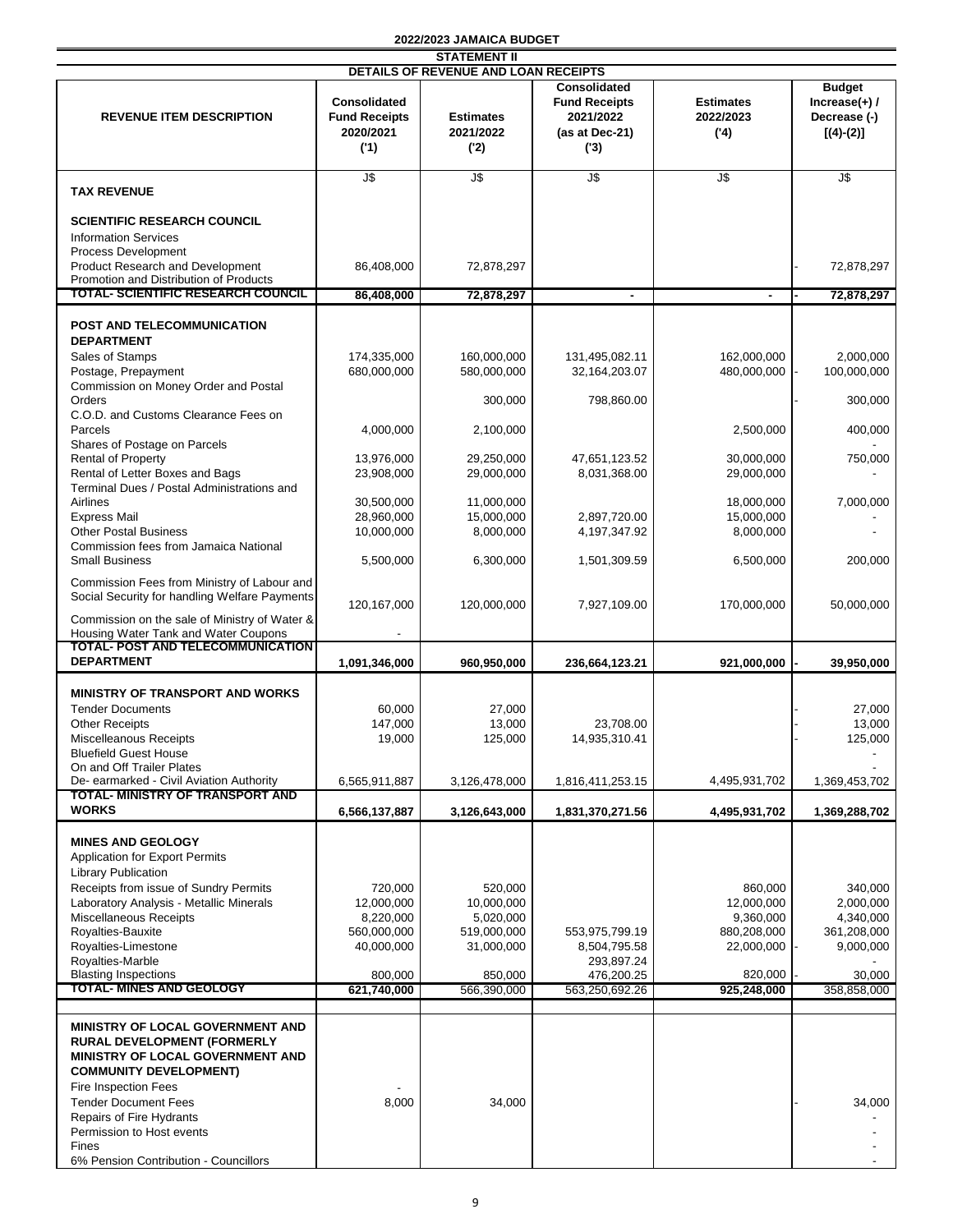**2022/2023 JAMAICA BUDGET**

**STATEMENT II**

**DETAILS OF REVENUE AND LOAN RECEIPTS**

| REVENUE ITEM DESCRIPTION | Consolidated Fund Receipts 2020/2021 ('1) | Estimates 2021/2022 ('2) | Consolidated Fund Receipts 2021/2022 (as at Dec-21) ('3) | Estimates 2022/2023 ('4) | Budget Increase(+) / Decrease (-) [(4)-(2)] |
|---|---|---|---|---|---|
| | J$ | J$ | J$ | J$ | J$ |
| **TAX REVENUE** | | | | | |
| **SCIENTIFIC RESEARCH COUNCIL** | | | | | |
| Information Services | | | | | |
| Process Development | | | | | |
| Product Research and Development | 86,408,000 | 72,878,297 | | | - 72,878,297 |
| Promotion and Distribution of Products | | | | | |
| **TOTAL- SCIENTIFIC RESEARCH COUNCIL** | **86,408,000** | **72,878,297** | **-** | **-** | **- 72,878,297** |
| **POST AND TELECOMMUNICATION DEPARTMENT** | | | | | |
| Sales of Stamps | 174,335,000 | 160,000,000 | 131,495,082.11 | 162,000,000 | 2,000,000 |
| Postage, Prepayment | 680,000,000 | 580,000,000 | 32,164,203.07 | 480,000,000 | - 100,000,000 |
| Commission on Money Order and Postal Orders | | 300,000 | 798,860.00 | | - 300,000 |
| C.O.D. and Customs Clearance Fees on Parcels | 4,000,000 | 2,100,000 | | 2,500,000 | 400,000 |
| Shares of Postage on Parcels | | | | | - |
| Rental of Property | 13,976,000 | 29,250,000 | 47,651,123.52 | 30,000,000 | 750,000 |
| Rental of Letter Boxes and Bags | 23,908,000 | 29,000,000 | 8,031,368.00 | 29,000,000 | - |
| Terminal Dues / Postal Administrations and Airlines | 30,500,000 | 11,000,000 | | 18,000,000 | 7,000,000 |
| Express Mail | 28,960,000 | 15,000,000 | 2,897,720.00 | 15,000,000 | - |
| Other Postal Business | 10,000,000 | 8,000,000 | 4,197,347.92 | 8,000,000 | - |
| Commission fees from Jamaica National Small Business | 5,500,000 | 6,300,000 | 1,501,309.59 | 6,500,000 | 200,000 |
| Commission Fees from Ministry of Labour and Social Security for handling Welfare Payments | 120,167,000 | 120,000,000 | 7,927,109.00 | 170,000,000 | 50,000,000 |
| Commission on the sale of Ministry of Water & Housing Water Tank and Water Coupons | - | | | | |
| **TOTAL- POST AND TELECOMMUNICATION DEPARTMENT** | **1,091,346,000** | **960,950,000** | **236,664,123.21** | **921,000,000** | **- 39,950,000** |
| **MINISTRY OF TRANSPORT AND WORKS** | | | | | |
| Tender Documents | 60,000 | 27,000 | | | - 27,000 |
| Other Receipts | 147,000 | 13,000 | 23,708.00 | | - 13,000 |
| Miscelleanous Receipts | 19,000 | 125,000 | 14,935,310.41 | | - 125,000 |
| Bluefield Guest House | | | | | - |
| On and Off Trailer Plates | | | | | - |
| De- earmarked - Civil Aviation Authority | 6,565,911,887 | 3,126,478,000 | 1,816,411,253.15 | 4,495,931,702 | 1,369,453,702 |
| **TOTAL- MINISTRY OF TRANSPORT AND WORKS** | **6,566,137,887** | **3,126,643,000** | **1,831,370,271.56** | **4,495,931,702** | **1,369,288,702** |
| **MINES AND GEOLOGY** | | | | | |
| Application for Export Permits | | | | | |
| Library Publication | | | | | |
| Receipts from issue of Sundry Permits | 720,000 | 520,000 | | 860,000 | 340,000 |
| Laboratory Analysis - Metallic Minerals | 12,000,000 | 10,000,000 | | 12,000,000 | 2,000,000 |
| Miscellaneous Receipts | 8,220,000 | 5,020,000 | | 9,360,000 | 4,340,000 |
| Royalties-Bauxite | 560,000,000 | 519,000,000 | 553,975,799.19 | 880,208,000 | 361,208,000 |
| Royalties-Limestone | 40,000,000 | 31,000,000 | 8,504,795.58 | 22,000,000 | - 9,000,000 |
| Royalties-Marble | | | 293,897.24 | | - |
| Blasting Inspections | 800,000 | 850,000 | 476,200.25 | 820,000 | - 30,000 |
| **TOTAL- MINES AND GEOLOGY** | **621,740,000** | 566,390,000 | 563,250,692.26 | **925,248,000** | 358,858,000 |
| **MINISTRY OF LOCAL GOVERNMENT AND RURAL DEVELOPMENT (FORMERLY MINISTRY OF LOCAL GOVERNMENT AND COMMUNITY DEVELOPMENT)** | | | | | |
| Fire Inspection Fees | - | | | | |
| Tender Document Fees | 8,000 | 34,000 | | | - 34,000 |
| Repairs of Fire Hydrants | | | | | - |
| Permission to Host events | | | | | - |
| Fines | | | | | - |
| 6% Pension Contribution - Councillors | | | | | - |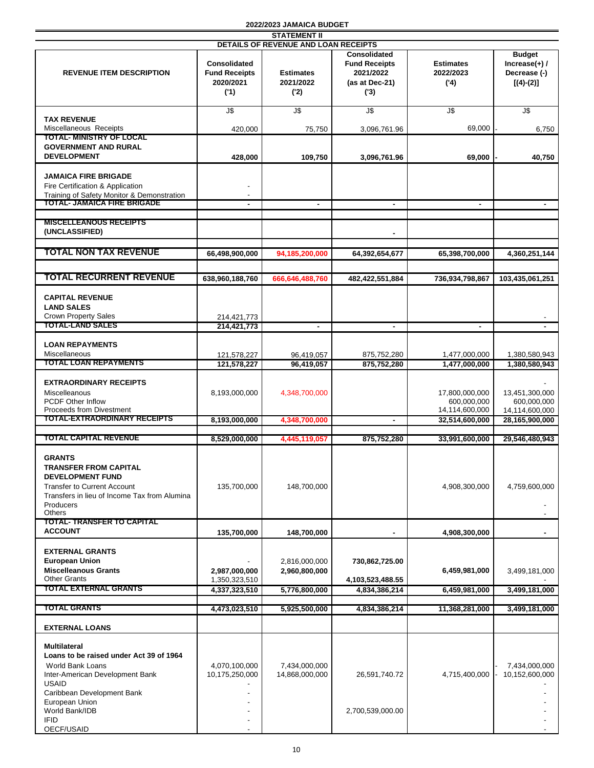2022/2023 JAMAICA BUDGET

STATEMENT II

DETAILS OF REVENUE AND LOAN RECEIPTS

| REVENUE ITEM DESCRIPTION | Consolidated Fund Receipts 2020/2021 ('1) | Estimates 2021/2022 ('2) | Consolidated Fund Receipts 2021/2022 (as at Dec-21) ('3) | Estimates 2022/2023 ('4) | Budget Increase(+) / Decrease (-) [(4)-(2)] |
|---|---|---|---|---|---|
| | J$ | J$ | J$ | J$ | J$ |
| **TAX REVENUE** | | | | | |
| Miscellaneous Receipts | 420,000 | 75,750 | 3,096,761.96 | 69,000 | - 6,750 |
| **TOTAL- MINISTRY OF LOCAL GOVERNMENT AND RURAL DEVELOPMENT** | **428,000** | **109,750** | **3,096,761.96** | **69,000** | **- 40,750** |
| **JAMAICA FIRE BRIGADE** | | | | | |
| Fire Certification & Application | - | | | | |
| Training of Safety Monitor & Demonstration | - | | | | |
| **TOTAL- JAMAICA FIRE BRIGADE** | **-** | **-** | **-** | **-** | **-** |
| **MISCELLEANOUS RECEIPTS (UNCLASSIFIED)** | | | **-** | | |
| **TOTAL NON TAX REVENUE** | **66,498,900,000** | **94,185,200,000** | **64,392,654,677** | **65,398,700,000** | **4,360,251,144** |
| **TOTAL RECURRENT REVENUE** | **638,960,188,760** | **666,646,488,760** | **482,422,551,884** | **736,934,798,867** | **103,435,061,251** |
| **CAPITAL REVENUE** | | | | | |
| **LAND SALES** | | | | | |
| Crown Property Sales | 214,421,773 | | | | - |
| **TOTAL-LAND SALES** | **214,421,773** | **-** | **-** | **-** | **-** |
| **LOAN REPAYMENTS** | | | | | |
| Miscellaneous | 121,578,227 | 96,419,057 | 875,752,280 | 1,477,000,000 | 1,380,580,943 |
| **TOTAL LOAN REPAYMENTS** | **121,578,227** | **96,419,057** | **875,752,280** | **1,477,000,000** | **1,380,580,943** |
| **EXTRAORDINARY RECEIPTS** | | | | | - |
| Miscelleanous | 8,193,000,000 | 4,348,700,000 | | 17,800,000,000 | 13,451,300,000 |
| PCDF Other Inflow | | | | 600,000,000 | 600,000,000 |
| Proceeds from Divestment | | | | 14,114,600,000 | 14,114,600,000 |
| **TOTAL-EXTRAORDINARY RECEIPTS** | **8,193,000,000** | **4,348,700,000** | **-** | **32,514,600,000** | **28,165,900,000** |
| **TOTAL CAPITAL REVENUE** | **8,529,000,000** | **4,445,119,057** | **875,752,280** | **33,991,600,000** | **29,546,480,943** |
| **GRANTS** | | | | | |
| **TRANSFER FROM CAPITAL DEVELOPMENT FUND** | | | | | |
| Transfer to Current Account | 135,700,000 | 148,700,000 | | 4,908,300,000 | 4,759,600,000 |
| Transfers in lieu of Income Tax from Alumina Producers | | | | | - |
| Others | | | | | - |
| **TOTAL- TRANSFER TO CAPITAL ACCOUNT** | **135,700,000** | **148,700,000** | **-** | **4,908,300,000** | **-** |
| **EXTERNAL GRANTS** | | | | | |
| **European Union** | - | 2,816,000,000 | 730,862,725.00 | | |
| **Miscelleanous Grants** | **2,987,000,000** | **2,960,800,000** | | **6,459,981,000** | 3,499,181,000 |
| Other Grants | 1,350,323,510 | | 4,103,523,488.55 | | - |
| **TOTAL EXTERNAL GRANTS** | **4,337,323,510** | **5,776,800,000** | **4,834,386,214** | **6,459,981,000** | **3,499,181,000** |
| **TOTAL GRANTS** | **4,473,023,510** | **5,925,500,000** | **4,834,386,214** | **11,368,281,000** | **3,499,181,000** |
| **EXTERNAL LOANS** | | | | | |
| **Multilateral** | | | | | |
| **Loans to be raised under Act 39 of 1964** | | | | | |
| World Bank Loans | 4,070,100,000 | 7,434,000,000 | | | - 7,434,000,000 |
| Inter-American Development Bank | 10,175,250,000 | 14,868,000,000 | 26,591,740.72 | 4,715,400,000 | - 10,152,600,000 |
| USAID | - | | | | - |
| Caribbean Development Bank | - | | | | - |
| European Union | - | | | | - |
| World Bank/IDB | - | | 2,700,539,000.00 | | - |
| IFID | - | | | | - |
| OECF/USAID | - | | | | - |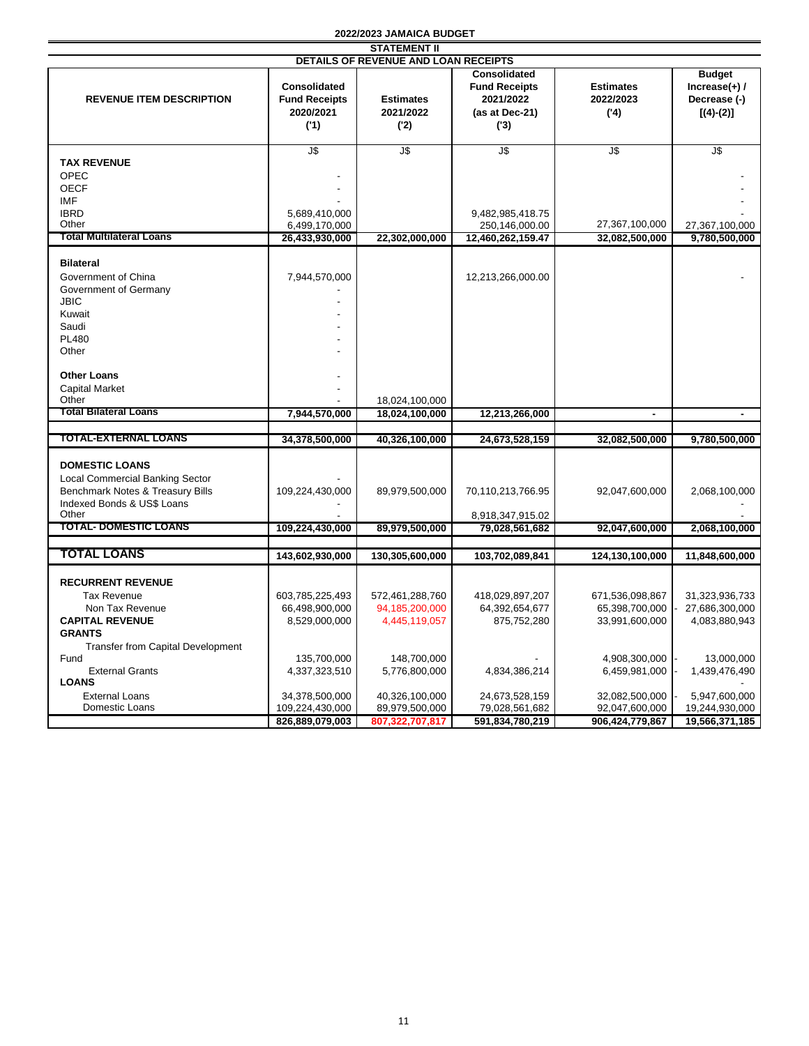**2022/2023 JAMAICA BUDGET**

**STATEMENT II**

**DETAILS OF REVENUE AND LOAN RECEIPTS**

| REVENUE ITEM DESCRIPTION | Consolidated Fund Receipts 2020/2021 ('1) | Estimates 2021/2022 ('2) | Consolidated Fund Receipts 2021/2022 (as at Dec-21) ('3) | Estimates 2022/2023 ('4) | Budget Increase(+) / Decrease (-) [(4)-(2)] |
|---|---|---|---|---|---|
| | J$ | J$ | J$ | J$ | J$ |
| **TAX REVENUE** | | | | | |
| OPEC | - | | | | - |
| OECF | - | | | | - |
| IMF | - | | | | - |
| IBRD | 5,689,410,000 | | 9,482,985,418.75 | | - |
| Other | 6,499,170,000 | | 250,146,000.00 | 27,367,100,000 | 27,367,100,000 |
| **Total Multilateral Loans** | **26,433,930,000** | **22,302,000,000** | **12,460,262,159.47** | **32,082,500,000** | **9,780,500,000** |
| **Bilateral** | | | | | |
| Government of China | 7,944,570,000 | | 12,213,266,000.00 | | - |
| Government of Germany | - | | | | |
| JBIC | - | | | | |
| Kuwait | - | | | | |
| Saudi | - | | | | |
| PL480 | - | | | | |
| Other | - | | | | |
| **Other Loans** | - | | | | |
| Capital Market | - | | | | |
| Other | - | 18,024,100,000 | | | |
| **Total Bilateral Loans** | **7,944,570,000** | **18,024,100,000** | **12,213,266,000** | **-** | **-** |
| **TOTAL-EXTERNAL LOANS** | **34,378,500,000** | **40,326,100,000** | **24,673,528,159** | **32,082,500,000** | **9,780,500,000** |
| **DOMESTIC LOANS** | | | | | |
| Local Commercial Banking Sector | - | | | | |
| Benchmark Notes & Treasury Bills | 109,224,430,000 | 89,979,500,000 | 70,110,213,766.95 | 92,047,600,000 | 2,068,100,000 |
| Indexed Bonds & US$ Loans | - | | | | - |
| Other | - | | 8,918,347,915.02 | | - |
| **TOTAL- DOMESTIC LOANS** | **109,224,430,000** | **89,979,500,000** | **79,028,561,682** | **92,047,600,000** | **2,068,100,000** |
| **TOTAL LOANS** | **143,602,930,000** | **130,305,600,000** | **103,702,089,841** | **124,130,100,000** | **11,848,600,000** |
| **RECURRENT REVENUE** | | | | | |
| Tax Revenue | 603,785,225,493 | 572,461,288,760 | 418,029,897,207 | 671,536,098,867 | 31,323,936,733 |
| Non Tax Revenue | 66,498,900,000 | 94,185,200,000 | 64,392,654,677 | 65,398,700,000 | - 27,686,300,000 |
| **CAPITAL REVENUE** | 8,529,000,000 | 4,445,119,057 | 875,752,280 | 33,991,600,000 | 4,083,880,943 |
| **GRANTS** | | | | | |
| Transfer from Capital Development Fund | 135,700,000 | 148,700,000 | - | 4,908,300,000 | - 13,000,000 |
| External Grants | 4,337,323,510 | 5,776,800,000 | 4,834,386,214 | 6,459,981,000 | - 1,439,476,490 |
| **LOANS** | | | | | - |
| External Loans | 34,378,500,000 | 40,326,100,000 | 24,673,528,159 | 32,082,500,000 | - 5,947,600,000 |
| Domestic Loans | 109,224,430,000 | 89,979,500,000 | 79,028,561,682 | 92,047,600,000 | 19,244,930,000 |
| | **826,889,079,003** | **807,322,707,817** | **591,834,780,219** | **906,424,779,867** | **19,566,371,185** |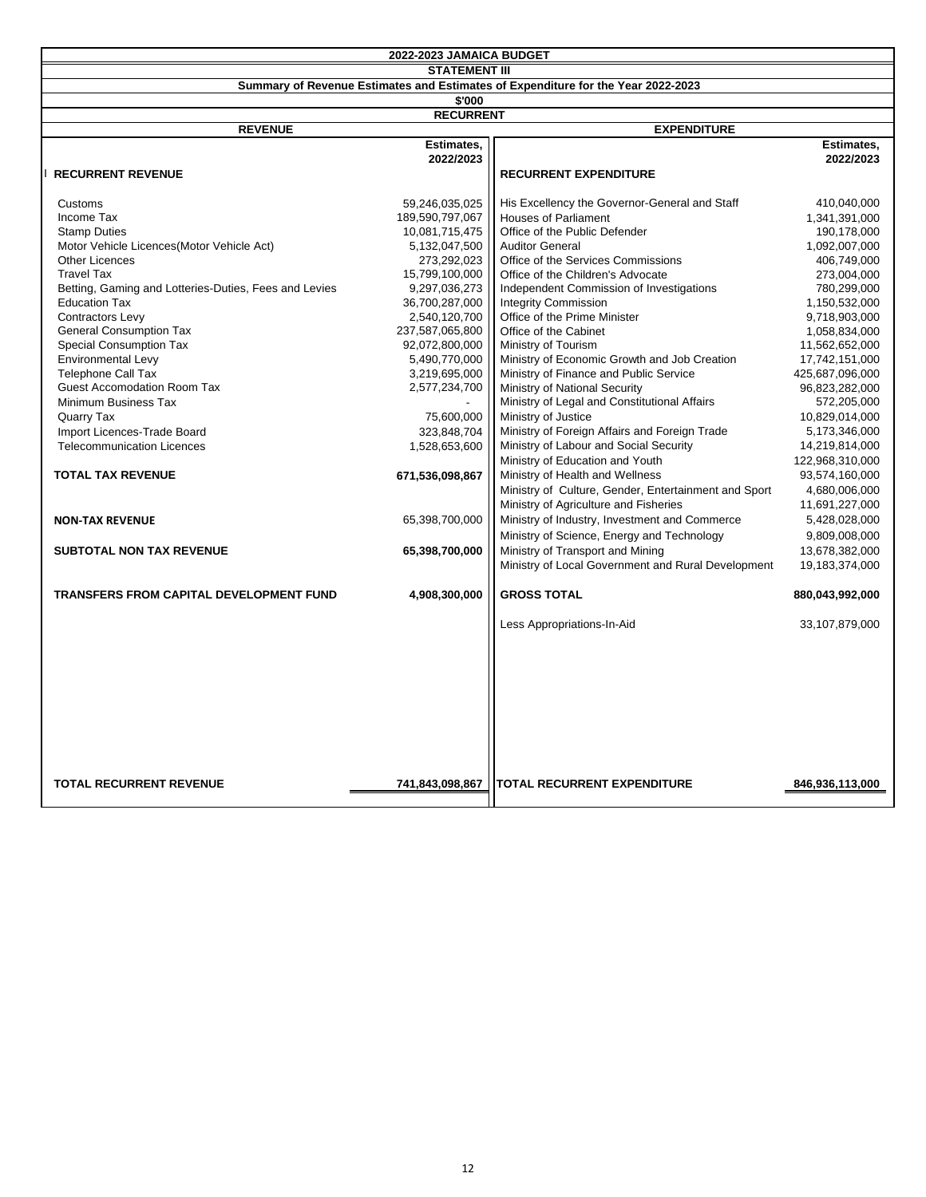# 2022-2023 JAMAICA BUDGET

## STATEMENT III

### Summary of Revenue Estimates and Estimates of Expenditure for the Year 2022-2023

$'000

**RECURRENT**

| REVENUE | Estimates, 2022/2023 | EXPENDITURE | Estimates, 2022/2023 |
|---|---|---|---|
| **I RECURRENT REVENUE** | | **RECURRENT EXPENDITURE** | |
| Customs | 59,246,035,025 | His Excellency the Governor-General and Staff | 410,040,000 |
| Income Tax | 189,590,797,067 | Houses of Parliament | 1,341,391,000 |
| Stamp Duties | 10,081,715,475 | Office of the Public Defender | 190,178,000 |
| Motor Vehicle Licences(Motor Vehicle Act) | 5,132,047,500 | Auditor General | 1,092,007,000 |
| Other Licences | 273,292,023 | Office of the Services Commissions | 406,749,000 |
| Travel Tax | 15,799,100,000 | Office of the Children's Advocate | 273,004,000 |
| Betting, Gaming and Lotteries-Duties, Fees and Levies | 9,297,036,273 | Independent Commission of Investigations | 780,299,000 |
| Education Tax | 36,700,287,000 | Integrity Commission | 1,150,532,000 |
| Contractors Levy | 2,540,120,700 | Office of the Prime Minister | 9,718,903,000 |
| General Consumption Tax | 237,587,065,800 | Office of the Cabinet | 1,058,834,000 |
| Special Consumption Tax | 92,072,800,000 | Ministry of Tourism | 11,562,652,000 |
| Environmental Levy | 5,490,770,000 | Ministry of Economic Growth and Job Creation | 17,742,151,000 |
| Telephone Call Tax | 3,219,695,000 | Ministry of Finance and Public Service | 425,687,096,000 |
| Guest Accomodation Room Tax | 2,577,234,700 | Ministry of National Security | 96,823,282,000 |
| Minimum Business Tax | - | Ministry of Legal and Constitutional Affairs | 572,205,000 |
| Quarry Tax | 75,600,000 | Ministry of Justice | 10,829,014,000 |
| Import Licences-Trade Board | 323,848,704 | Ministry of Foreign Affairs and Foreign Trade | 5,173,346,000 |
| Telecommunication Licences | 1,528,653,600 | Ministry of Labour and Social Security | 14,219,814,000 |
| | | Ministry of Education and Youth | 122,968,310,000 |
| **TOTAL TAX REVENUE** | **671,536,098,867** | Ministry of Health and Wellness | 93,574,160,000 |
| | | Ministry of Culture, Gender, Entertainment and Sport | 4,680,006,000 |
| | | Ministry of Agriculture and Fisheries | 11,691,227,000 |
| **NON-TAX REVENUE** | 65,398,700,000 | Ministry of Industry, Investment and Commerce | 5,428,028,000 |
| | | Ministry of Science, Energy and Technology | 9,809,008,000 |
| **SUBTOTAL NON TAX REVENUE** | **65,398,700,000** | Ministry of Transport and Mining | 13,678,382,000 |
| | | Ministry of Local Government and Rural Development | 19,183,374,000 |
| **TRANSFERS FROM CAPITAL DEVELOPMENT FUND** | **4,908,300,000** | **GROSS TOTAL** | **880,043,992,000** |
| | | Less Appropriations-In-Aid | 33,107,879,000 |
| **TOTAL RECURRENT REVENUE** | **741,843,098,867** | **TOTAL RECURRENT EXPENDITURE** | **846,936,113,000** |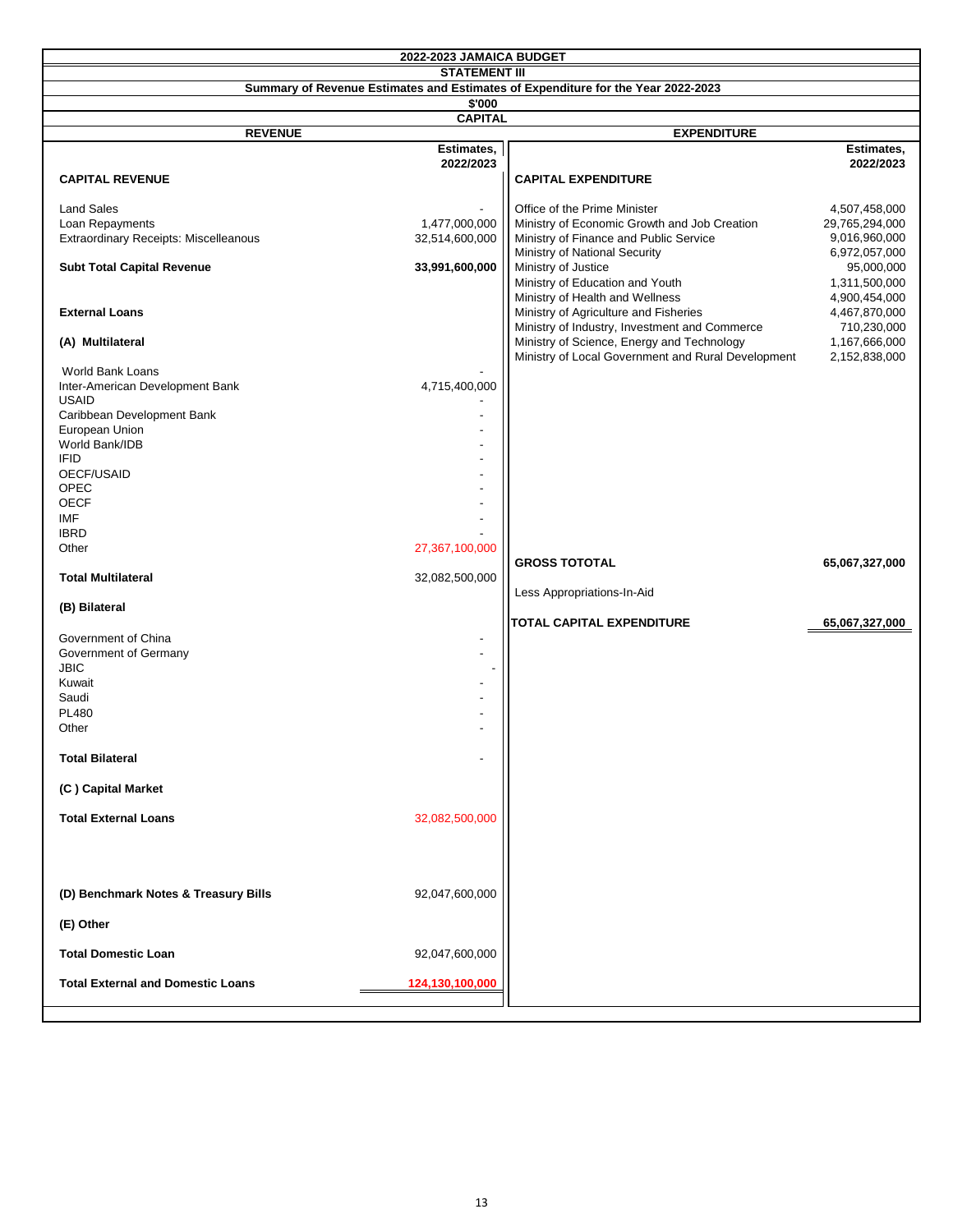# 2022-2023 JAMAICA BUDGET

## STATEMENT III

### Summary of Revenue Estimates and Estimates of Expenditure for the Year 2022-2023

$'000

**CAPITAL**

| REVENUE | Estimates, 2022/2023 | EXPENDITURE | Estimates, 2022/2023 |
|---|---|---|---|
| **CAPITAL REVENUE** | | **CAPITAL EXPENDITURE** | |
| Land Sales | - | Office of the Prime Minister | 4,507,458,000 |
| Loan Repayments | 1,477,000,000 | Ministry of Economic Growth and Job Creation | 29,765,294,000 |
| Extraordinary Receipts: Miscellaneous | 32,514,600,000 | Ministry of Finance and Public Service | 9,016,960,000 |
| | | Ministry of National Security | 6,972,057,000 |
| **Subt Total Capital Revenue** | **33,991,600,000** | Ministry of Justice | 95,000,000 |
| | | Ministry of Education and Youth | 1,311,500,000 |
| | | Ministry of Health and Wellness | 4,900,454,000 |
| **External Loans** | | Ministry of Agriculture and Fisheries | 4,467,870,000 |
| | | Ministry of Industry, Investment and Commerce | 710,230,000 |
| **(A) Multilateral** | | Ministry of Science, Energy and Technology | 1,167,666,000 |
| | | Ministry of Local Government and Rural Development | 2,152,838,000 |
| World Bank Loans | - | | |
| Inter-American Development Bank | 4,715,400,000 | | |
| USAID | - | | |
| Caribbean Development Bank | - | | |
| European Union | - | | |
| World Bank/IDB | - | | |
| IFID | - | | |
| OECF/USAID | - | | |
| OPEC | - | | |
| OECF | - | | |
| IMF | - | | |
| IBRD | - | | |
| Other | 27,367,100,000 | | |
| | | **GROSS TOTOTAL** | **65,067,327,000** |
| **Total Multilateral** | 32,082,500,000 | | |
| | | Less Appropriations-In-Aid | |
| **(B) Bilateral** | | | |
| | | **TOTAL CAPITAL EXPENDITURE** | **65,067,327,000** |
| Government of China | - | | |
| Government of Germany | - | | |
| JBIC | - | | |
| Kuwait | - | | |
| Saudi | - | | |
| PL480 | - | | |
| Other | - | | |
| **Total Bilateral** | - | | |
| **(C ) Capital Market** | | | |
| **Total External Loans** | 32,082,500,000 | | |
| **(D) Benchmark Notes & Treasury Bills** | 92,047,600,000 | | |
| **(E) Other** | | | |
| **Total Domestic Loan** | 92,047,600,000 | | |
| **Total External and Domestic Loans** | **124,130,100,000** | | |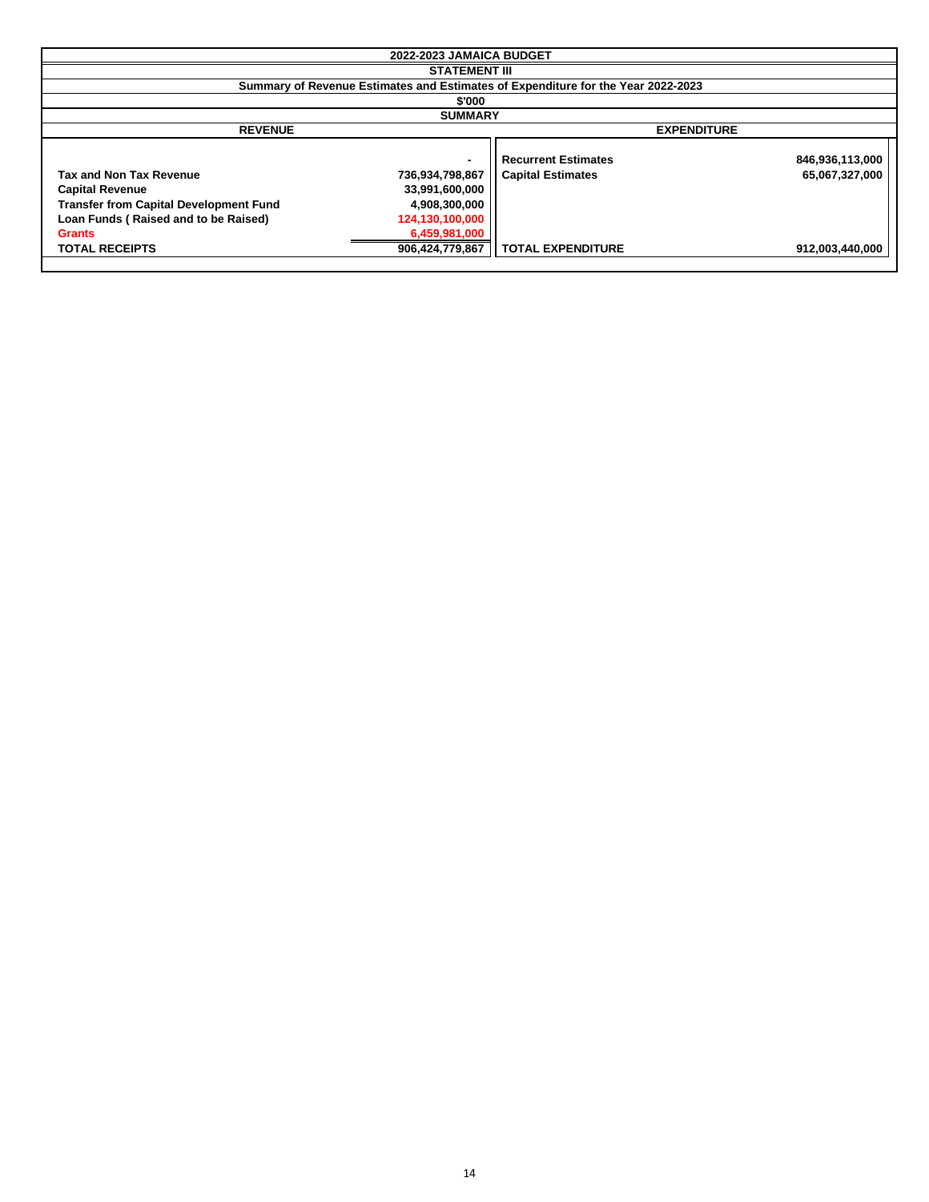# 2022-2023 JAMAICA BUDGET

## STATEMENT III

### Summary of Revenue Estimates and Estimates of Expenditure for the Year 2022-2023

$'000

**SUMMARY**

| REVENUE | | EXPENDITURE | |
|---|---|---|---|
| | - | **Recurrent Estimates** | 846,936,113,000 |
| **Tax and Non Tax Revenue** | 736,934,798,867 | **Capital Estimates** | 65,067,327,000 |
| **Capital Revenue** | 33,991,600,000 | | |
| **Transfer from Capital Development Fund** | 4,908,300,000 | | |
| **Loan Funds ( Raised and to be Raised)** | 124,130,100,000 | | |
| **Grants** | 6,459,981,000 | | |
| **TOTAL RECEIPTS** | 906,424,779,867 | **TOTAL EXPENDITURE** | 912,003,440,000 |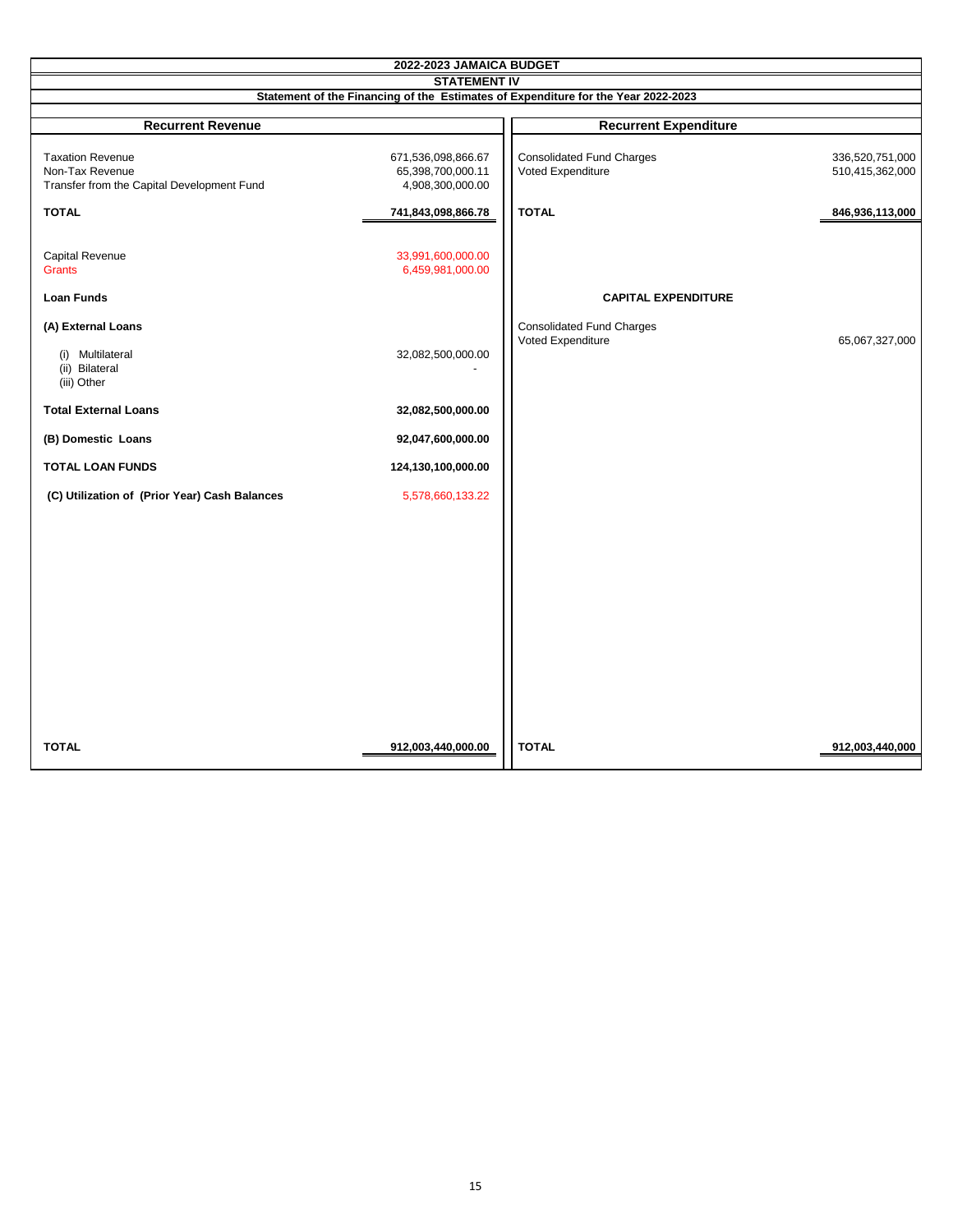# 2022-2023 JAMAICA BUDGET

## STATEMENT IV

### Statement of the Financing of the Estimates of Expenditure for the Year 2022-2023

| Recurrent Revenue | | Recurrent Expenditure | |
|---|---|---|---|
| Taxation Revenue | 671,536,098,866.67 | Consolidated Fund Charges | 336,520,751,000 |
| Non-Tax Revenue | 65,398,700,000.11 | Voted Expenditure | 510,415,362,000 |
| Transfer from the Capital Development Fund | 4,908,300,000.00 | | |
| **TOTAL** | **741,843,098,866.78** | **TOTAL** | **846,936,113,000** |
| Capital Revenue | 33,991,600,000.00 | | |
| Grants | 6,459,981,000.00 | | |
| **Loan Funds** | | **CAPITAL EXPENDITURE** | |
| **(A) External Loans** | | Consolidated Fund Charges | |
| | | Voted Expenditure | 65,067,327,000 |
| (i) Multilateral | 32,082,500,000.00 | | |
| (ii) Bilateral | - | | |
| (iii) Other | | | |
| **Total External Loans** | **32,082,500,000.00** | | |
| **(B) Domestic Loans** | **92,047,600,000.00** | | |
| **TOTAL LOAN FUNDS** | **124,130,100,000.00** | | |
| **(C) Utilization of (Prior Year) Cash Balances** | 5,578,660,133.22 | | |
| **TOTAL** | **912,003,440,000.00** | **TOTAL** | **912,003,440,000** |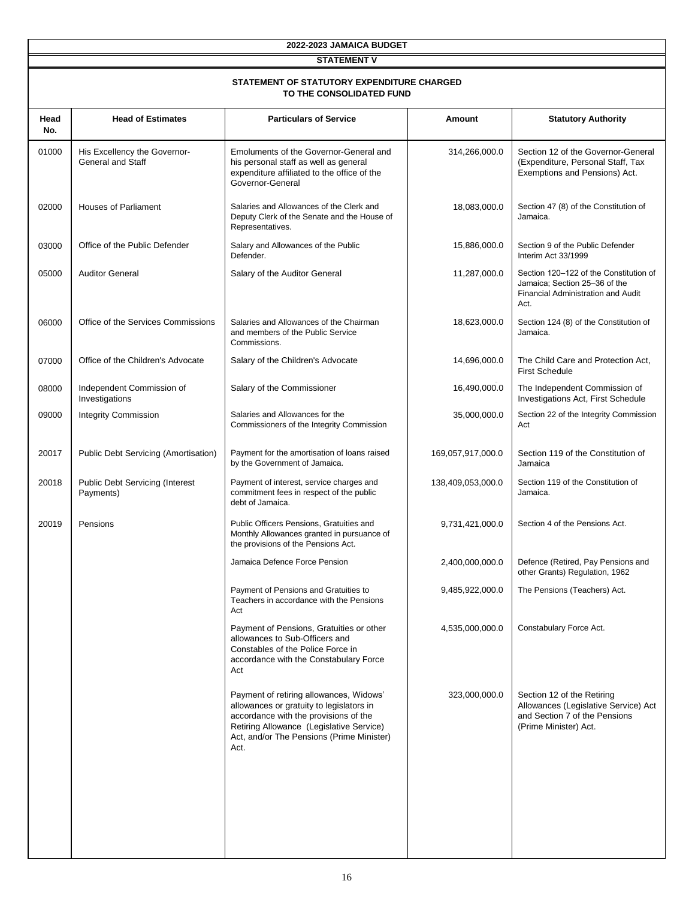# 2022-2023 JAMAICA BUDGET

## STATEMENT V

### STATEMENT OF STATUTORY EXPENDITURE CHARGED TO THE CONSOLIDATED FUND

| Head No. | Head of Estimates | Particulars of Service | Amount | Statutory Authority |
|---|---|---|---|---|
| 01000 | His Excellency the Governor-General and Staff | Emoluments of the Governor-General and his personal staff as well as general expenditure affiliated to the office of the Governor-General | 314,266,000.0 | Section 12 of the Governor-General (Expenditure, Personal Staff, Tax Exemptions and Pensions) Act. |
| 02000 | Houses of Parliament | Salaries and Allowances of the Clerk and Deputy Clerk of the Senate and the House of Representatives. | 18,083,000.0 | Section 47 (8) of the Constitution of Jamaica. |
| 03000 | Office of the Public Defender | Salary and Allowances of the Public Defender. | 15,886,000.0 | Section 9 of the Public Defender Interim Act 33/1999 |
| 05000 | Auditor General | Salary of the Auditor General | 11,287,000.0 | Section 120–122 of the Constitution of Jamaica; Section 25–36 of the Financial Administration and Audit Act. |
| 06000 | Office of the Services Commissions | Salaries and Allowances of the Chairman and members of the Public Service Commissions. | 18,623,000.0 | Section 124 (8) of the Constitution of Jamaica. |
| 07000 | Office of the Children's Advocate | Salary of the Children's Advocate | 14,696,000.0 | The Child Care and Protection Act, First Schedule |
| 08000 | Independent Commission of Investigations | Salary of the Commissioner | 16,490,000.0 | The Independent Commission of Investigations Act, First Schedule |
| 09000 | Integrity Commission | Salaries and Allowances for the Commissioners of the Integrity Commission | 35,000,000.0 | Section 22 of the Integrity Commission Act |
| 20017 | Public Debt Servicing (Amortisation) | Payment for the amortisation of loans raised by the Government of Jamaica. | 169,057,917,000.0 | Section 119 of the Constitution of Jamaica |
| 20018 | Public Debt Servicing (Interest Payments) | Payment of interest, service charges and commitment fees in respect of the public debt of Jamaica. | 138,409,053,000.0 | Section 119 of the Constitution of Jamaica. |
| 20019 | Pensions | Public Officers Pensions, Gratuities and Monthly Allowances granted in pursuance of the provisions of the Pensions Act. | 9,731,421,000.0 | Section 4 of the Pensions Act. |
| | | Jamaica Defence Force Pension | 2,400,000,000.0 | Defence (Retired, Pay Pensions and other Grants) Regulation, 1962 |
| | | Payment of Pensions and Gratuities to Teachers in accordance with the Pensions Act | 9,485,922,000.0 | The Pensions (Teachers) Act. |
| | | Payment of Pensions, Gratuities or other allowances to Sub-Officers and Constables of the Police Force in accordance with the Constabulary Force Act | 4,535,000,000.0 | Constabulary Force Act. |
| | | Payment of retiring allowances, Widows' allowances or gratuity to legislators in accordance with the provisions of the Retiring Allowance (Legislative Service) Act, and/or The Pensions (Prime Minister) Act. | 323,000,000.0 | Section 12 of the Retiring Allowances (Legislative Service) Act and Section 7 of the Pensions (Prime Minister) Act. |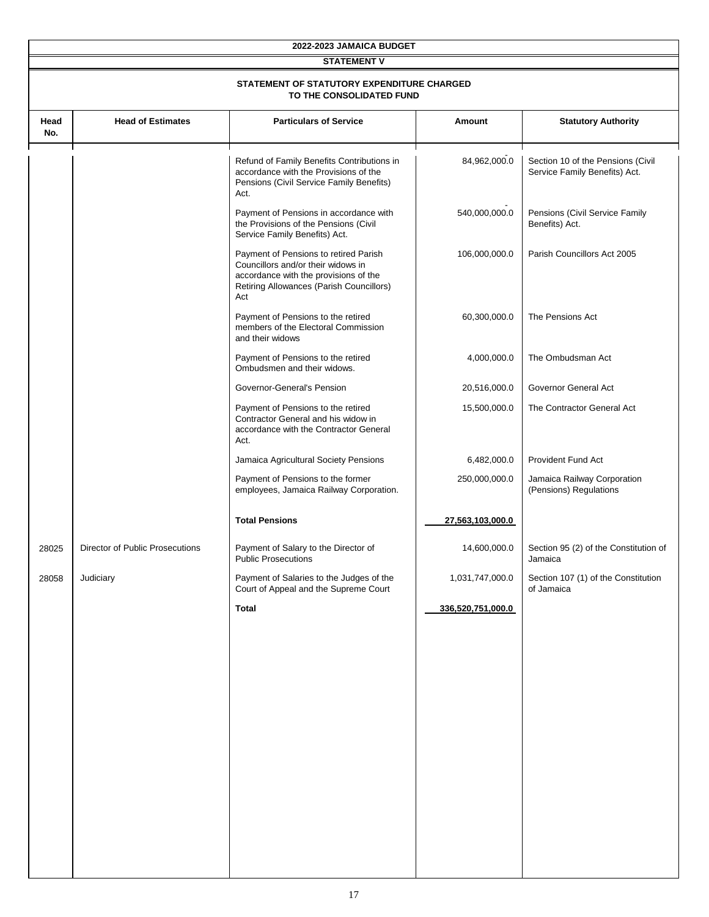**2022-2023 JAMAICA BUDGET**

**STATEMENT V**

**STATEMENT OF STATUTORY EXPENDITURE CHARGED TO THE CONSOLIDATED FUND**

| Head No. | Head of Estimates | Particulars of Service | Amount | Statutory Authority |
|---|---|---|---|---|
| | | Refund of Family Benefits Contributions in accordance with the Provisions of the Pensions (Civil Service Family Benefits) Act. | 84,962,000.0 | Section 10 of the Pensions (Civil Service Family Benefits) Act. |
| | | Payment of Pensions in accordance with the Provisions of the Pensions (Civil Service Family Benefits) Act. | 540,000,000.0 | Pensions (Civil Service Family Benefits) Act. |
| | | Payment of Pensions to retired Parish Councillors and/or their widows in accordance with the provisions of the Retiring Allowances (Parish Councillors) Act | 106,000,000.0 | Parish Councillors Act 2005 |
| | | Payment of Pensions to the retired members of the Electoral Commission and their widows | 60,300,000.0 | The Pensions Act |
| | | Payment of Pensions to the retired Ombudsmen and their widows. | 4,000,000.0 | The Ombudsman Act |
| | | Governor-General's Pension | 20,516,000.0 | Governor General Act |
| | | Payment of Pensions to the retired Contractor General and his widow in accordance with the Contractor General Act. | 15,500,000.0 | The Contractor General Act |
| | | Jamaica Agricultural Society Pensions | 6,482,000.0 | Provident Fund Act |
| | | Payment of Pensions to the former employees, Jamaica Railway Corporation. | 250,000,000.0 | Jamaica Railway Corporation (Pensions) Regulations |
| | | **Total Pensions** | **27,563,103,000.0** | |
| 28025 | Director of Public Prosecutions | Payment of Salary to the Director of Public Prosecutions | 14,600,000.0 | Section 95 (2) of the Constitution of Jamaica |
| 28058 | Judiciary | Payment of Salaries to the Judges of the Court of Appeal and the Supreme Court | 1,031,747,000.0 | Section 107 (1) of the Constitution of Jamaica |
| | | **Total** | **336,520,751,000.0** | |